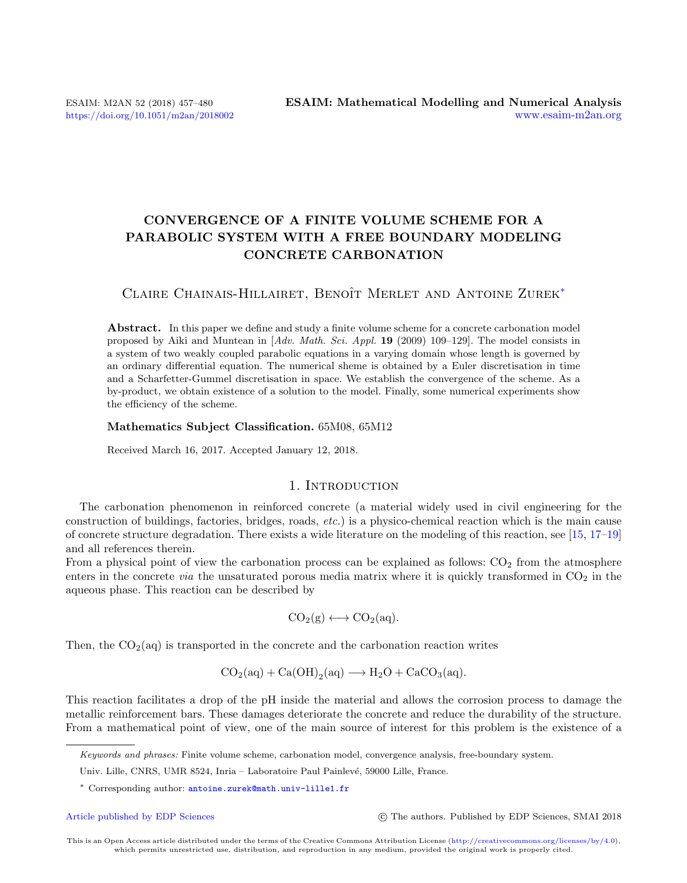# CONVERGENCE OF A FINITE VOLUME SCHEME FOR A PARABOLIC SYSTEM WITH A FREE BOUNDARY MODELING CONCRETE CARBONATION

Claire Chainais-Hillairet, Benoît Merlet and Antoine Zurek*

**Abstract.** In this paper we define and study a finite volume scheme for a concrete carbonation model proposed by Aiki and Muntean in [*Adv. Math. Sci. Appl.* **19** (2009) 109–129]. The model consists in a system of two weakly coupled parabolic equations in a varying domain whose length is governed by an ordinary differential equation. The numerical sheme is obtained by a Euler discretisation in time and a Scharfetter-Gummel discretisation in space. We establish the convergence of the scheme. As a by-product, we obtain existence of a solution to the model. Finally, some numerical experiments show the efficiency of the scheme.

**Mathematics Subject Classification.** 65M08, 65M12

Received March 16, 2017. Accepted January 12, 2018.

## 1. Introduction

The carbonation phenomenon in reinforced concrete (a material widely used in civil engineering for the construction of buildings, factories, bridges, roads, *etc.*) is a physico-chemical reaction which is the main cause of concrete structure degradation. There exists a wide literature on the modeling of this reaction, see [15, 17–19] and all references therein.

From a physical point of view the carbonation process can be explained as follows: $CO_2$ from the atmosphere enters in the concrete *via* the unsaturated porous media matrix where it is quickly transformed in $CO_2$ in the aqueous phase. This reaction can be described by

$$CO_2(g) \longleftrightarrow CO_2(aq).$$

Then, the $CO_2(aq)$ is transported in the concrete and the carbonation reaction writes

$$CO_2(aq) + Ca(OH)_2(aq) \longrightarrow H_2O + CaCO_3(aq).$$

This reaction facilitates a drop of the pH inside the material and allows the corrosion process to damage the metallic reinforcement bars. These damages deteriorate the concrete and reduce the durability of the structure. From a mathematical point of view, one of the main source of interest for this problem is the existence of a

---

*Keywords and phrases:* Finite volume scheme, carbonation model, convergence analysis, free-boundary system.

Univ. Lille, CNRS, UMR 8524, Inria – Laboratoire Paul Painlevé, 59000 Lille, France.

\* Corresponding author: antoine.zurek@math.univ-lille1.fr

Article published by EDP Sciences © The authors. Published by EDP Sciences, SMAI 2018

This is an Open Access article distributed under the terms of the Creative Commons Attribution License (http://creativecommons.org/licenses/by/4.0), which permits unrestricted use, distribution, and reproduction in any medium, provided the original work is properly cited.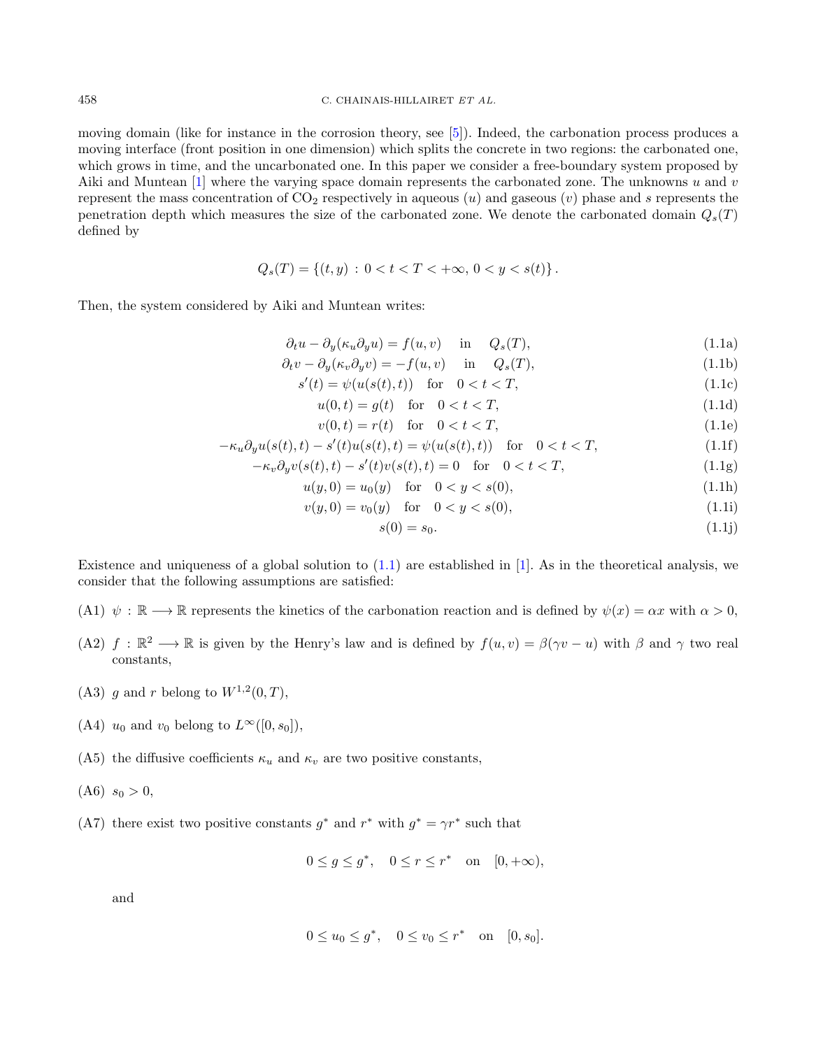moving domain (like for instance in the corrosion theory, see [5]). Indeed, the carbonation process produces a moving interface (front position in one dimension) which splits the concrete in two regions: the carbonated one, which grows in time, and the uncarbonated one. In this paper we consider a free-boundary system proposed by Aiki and Muntean [1] where the varying space domain represents the carbonated zone. The unknowns $u$ and $v$ represent the mass concentration of $CO_2$ respectively in aqueous ($u$) and gaseous ($v$) phase and $s$ represents the penetration depth which measures the size of the carbonated zone. We denote the carbonated domain $Q_s(T)$ defined by

$$Q_s(T) = \{(t,y) \, : \, 0 < t < T < +\infty, \, 0 < y < s(t)\}.$$

Then, the system considered by Aiki and Muntean writes:

$$\partial_t u - \partial_y(\kappa_u \partial_y u) = f(u,v) \quad \text{in} \quad Q_s(T), \tag{1.1a}$$

$$\partial_t v - \partial_y(\kappa_v \partial_y v) = -f(u,v) \quad \text{in} \quad Q_s(T), \tag{1.1b}$$

$$s'(t) = \psi(u(s(t),t)) \quad \text{for} \quad 0 < t < T, \tag{1.1c}$$

$$u(0,t) = g(t) \quad \text{for} \quad 0 < t < T, \tag{1.1d}$$

$$v(0,t) = r(t) \quad \text{for} \quad 0 < t < T, \tag{1.1e}$$

$$-\kappa_u \partial_y u(s(t),t) - s'(t)u(s(t),t) = \psi(u(s(t),t)) \quad \text{for} \quad 0 < t < T, \tag{1.1f}$$

$$-\kappa_v \partial_y v(s(t),t) - s'(t)v(s(t),t) = 0 \quad \text{for} \quad 0 < t < T, \tag{1.1g}$$

$$u(y,0) = u_0(y) \quad \text{for} \quad 0 < y < s(0), \tag{1.1h}$$

$$v(y,0) = v_0(y) \quad \text{for} \quad 0 < y < s(0), \tag{1.1i}$$

$$s(0) = s_0. \tag{1.1j}$$

Existence and uniqueness of a global solution to (1.1) are established in [1]. As in the theoretical analysis, we consider that the following assumptions are satisfied:

(A1) $\psi : \mathbb{R} \longrightarrow \mathbb{R}$ represents the kinetics of the carbonation reaction and is defined by $\psi(x) = \alpha x$ with $\alpha > 0$,

(A2) $f : \mathbb{R}^2 \longrightarrow \mathbb{R}$ is given by the Henry's law and is defined by $f(u,v) = \beta(\gamma v - u)$ with $\beta$ and $\gamma$ two real constants,

(A3) $g$ and $r$ belong to $W^{1,2}(0,T)$,

(A4) $u_0$ and $v_0$ belong to $L^\infty([0,s_0])$,

(A5) the diffusive coefficients $\kappa_u$ and $\kappa_v$ are two positive constants,

(A6) $s_0 > 0$,

(A7) there exist two positive constants $g^*$ and $r^*$ with $g^* = \gamma r^*$ such that

$$0 \leq g \leq g^*, \quad 0 \leq r \leq r^* \quad \text{on} \quad [0,+\infty),$$

and

$$0 \leq u_0 \leq g^*, \quad 0 \leq v_0 \leq r^* \quad \text{on} \quad [0,s_0].$$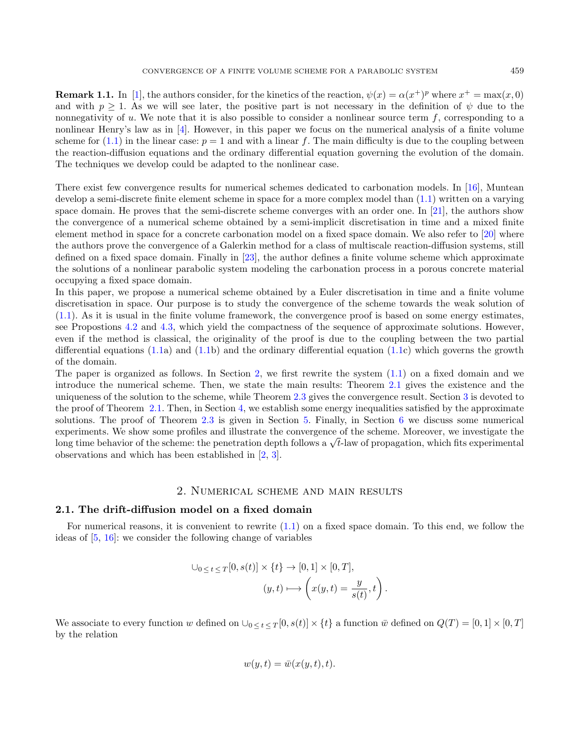**Remark 1.1.** In [1], the authors consider, for the kinetics of the reaction, $\psi(x) = \alpha(x^+)^p$ where $x^+ = \max(x, 0)$ and with $p \geq 1$. As we will see later, the positive part is not necessary in the definition of $\psi$ due to the nonnegativity of $u$. We note that it is also possible to consider a nonlinear source term $f$, corresponding to a nonlinear Henry's law as in [4]. However, in this paper we focus on the numerical analysis of a finite volume scheme for (1.1) in the linear case: $p = 1$ and with a linear $f$. The main difficulty is due to the coupling between the reaction-diffusion equations and the ordinary differential equation governing the evolution of the domain. The techniques we develop could be adapted to the nonlinear case.

There exist few convergence results for numerical schemes dedicated to carbonation models. In [16], Muntean develop a semi-discrete finite element scheme in space for a more complex model than (1.1) written on a varying space domain. He proves that the semi-discrete scheme converges with an order one. In [21], the authors show the convergence of a numerical scheme obtained by a semi-implicit discretisation in time and a mixed finite element method in space for a concrete carbonation model on a fixed space domain. We also refer to [20] where the authors prove the convergence of a Galerkin method for a class of multiscale reaction-diffusion systems, still defined on a fixed space domain. Finally in [23], the author defines a finite volume scheme which approximate the solutions of a nonlinear parabolic system modeling the carbonation process in a porous concrete material occupying a fixed space domain.

In this paper, we propose a numerical scheme obtained by a Euler discretisation in time and a finite volume discretisation in space. Our purpose is to study the convergence of the scheme towards the weak solution of (1.1). As it is usual in the finite volume framework, the convergence proof is based on some energy estimates, see Propostions 4.2 and 4.3, which yield the compactness of the sequence of approximate solutions. However, even if the method is classical, the originality of the proof is due to the coupling between the two partial differential equations (1.1a) and (1.1b) and the ordinary differential equation (1.1c) which governs the growth of the domain.

The paper is organized as follows. In Section 2, we first rewrite the system (1.1) on a fixed domain and we introduce the numerical scheme. Then, we state the main results: Theorem 2.1 gives the existence and the uniqueness of the solution to the scheme, while Theorem 2.3 gives the convergence result. Section 3 is devoted to the proof of Theorem 2.1. Then, in Section 4, we establish some energy inequalities satisfied by the approximate solutions. The proof of Theorem 2.3 is given in Section 5. Finally, in Section 6 we discuss some numerical experiments. We show some profiles and illustrate the convergence of the scheme. Moreover, we investigate the long time behavior of the scheme: the penetration depth follows a $\sqrt{t}$-law of propagation, which fits experimental observations and which has been established in [2, 3].

## 2. Numerical scheme and main results

### 2.1. The drift-diffusion model on a fixed domain

For numerical reasons, it is convenient to rewrite (1.1) on a fixed space domain. To this end, we follow the ideas of [5, 16]: we consider the following change of variables

$$
\begin{aligned}
\cup_{0 \leq t \leq T} [0, s(t)] \times \{t\} &\to [0, 1] \times [0, T], \\
(y, t) &\longmapsto \left( x(y, t) = \frac{y}{s(t)}, t \right).
\end{aligned}
$$

We associate to every function $w$ defined on $\cup_{0 \leq t \leq T} [0, s(t)] \times \{t\}$ a function $\bar{w}$ defined on $Q(T) = [0, 1] \times [0, T]$ by the relation

$$
w(y, t) = \bar{w}(x(y, t), t).
$$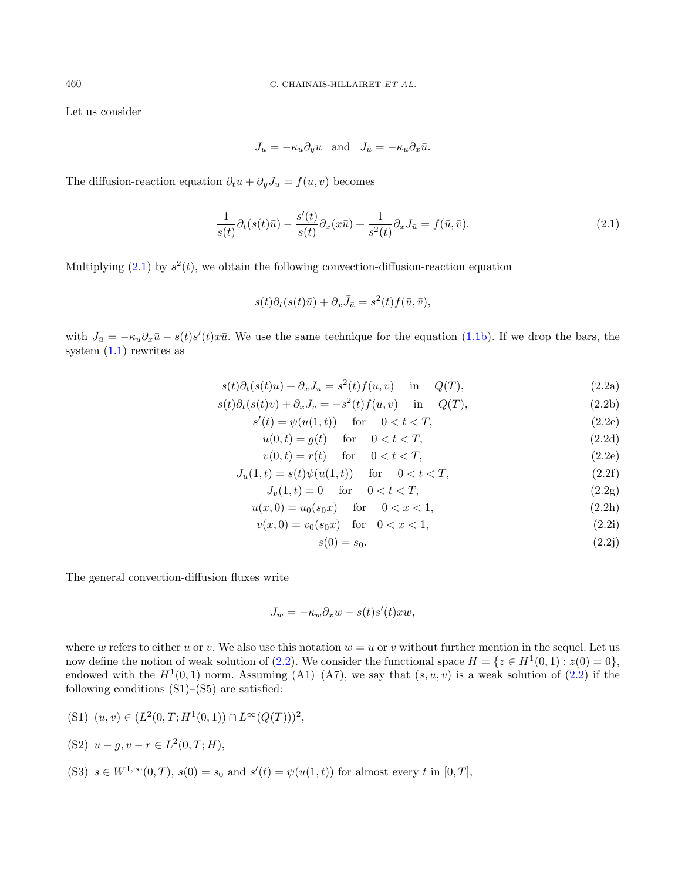Let us consider

$$J_u = -\kappa_u \partial_y u \quad \text{and} \quad J_{\bar{u}} = -\kappa_u \partial_x \bar{u}.$$

The diffusion-reaction equation $\partial_t u + \partial_y J_u = f(u,v)$ becomes

$$\frac{1}{s(t)}\partial_t(s(t)\bar{u}) - \frac{s'(t)}{s(t)}\partial_x(x\bar{u}) + \frac{1}{s^2(t)}\partial_x J_{\bar{u}} = f(\bar{u},\bar{v}). \tag{2.1}$$

Multiplying (2.1) by $s^2(t)$, we obtain the following convection-diffusion-reaction equation

$$s(t)\partial_t(s(t)\bar{u}) + \partial_x \bar{J}_{\bar{u}} = s^2(t) f(\bar{u},\bar{v}),$$

with $\bar{J}_{\bar{u}} = -\kappa_u \partial_x \bar{u} - s(t)s'(t)x\bar{u}$. We use the same technique for the equation (1.1b). If we drop the bars, the system (1.1) rewrites as

$$
\begin{aligned}
s(t)\partial_t(s(t)u) + \partial_x J_u &= s^2(t) f(u,v) \quad \text{in} \quad Q(T), & (2.2\text{a})\\
s(t)\partial_t(s(t)v) + \partial_x J_v &= -s^2(t) f(u,v) \quad \text{in} \quad Q(T), & (2.2\text{b})\\
s'(t) &= \psi(u(1,t)) \quad \text{for} \quad 0 < t < T, & (2.2\text{c})\\
u(0,t) &= g(t) \quad \text{for} \quad 0 < t < T, & (2.2\text{d})\\
v(0,t) &= r(t) \quad \text{for} \quad 0 < t < T, & (2.2\text{e})\\
J_u(1,t) &= s(t)\psi(u(1,t)) \quad \text{for} \quad 0 < t < T, & (2.2\text{f})\\
J_v(1,t) &= 0 \quad \text{for} \quad 0 < t < T, & (2.2\text{g})\\
u(x,0) &= u_0(s_0 x) \quad \text{for} \quad 0 < x < 1, & (2.2\text{h})\\
v(x,0) &= v_0(s_0 x) \quad \text{for} \quad 0 < x < 1, & (2.2\text{i})\\
s(0) &= s_0. & (2.2\text{j})
\end{aligned}
$$

The general convection-diffusion fluxes write

$$J_w = -\kappa_w \partial_x w - s(t)s'(t)xw,$$

where $w$ refers to either $u$ or $v$. We also use this notation $w = u$ or $v$ without further mention in the sequel. Let us now define the notion of weak solution of (2.2). We consider the functional space $H = \{z \in H^1(0,1) : z(0) = 0\}$, endowed with the $H^1(0,1)$ norm. Assuming (A1)–(A7), we say that $(s,u,v)$ is a weak solution of (2.2) if the following conditions (S1)–(S5) are satisfied:

(S1) $(u,v) \in (L^2(0,T;H^1(0,1)) \cap L^\infty(Q(T)))^2$,

(S2) $u - g, v - r \in L^2(0,T;H)$,

(S3) $s \in W^{1,\infty}(0,T)$, $s(0) = s_0$ and $s'(t) = \psi(u(1,t))$ for almost every $t$ in $[0,T]$,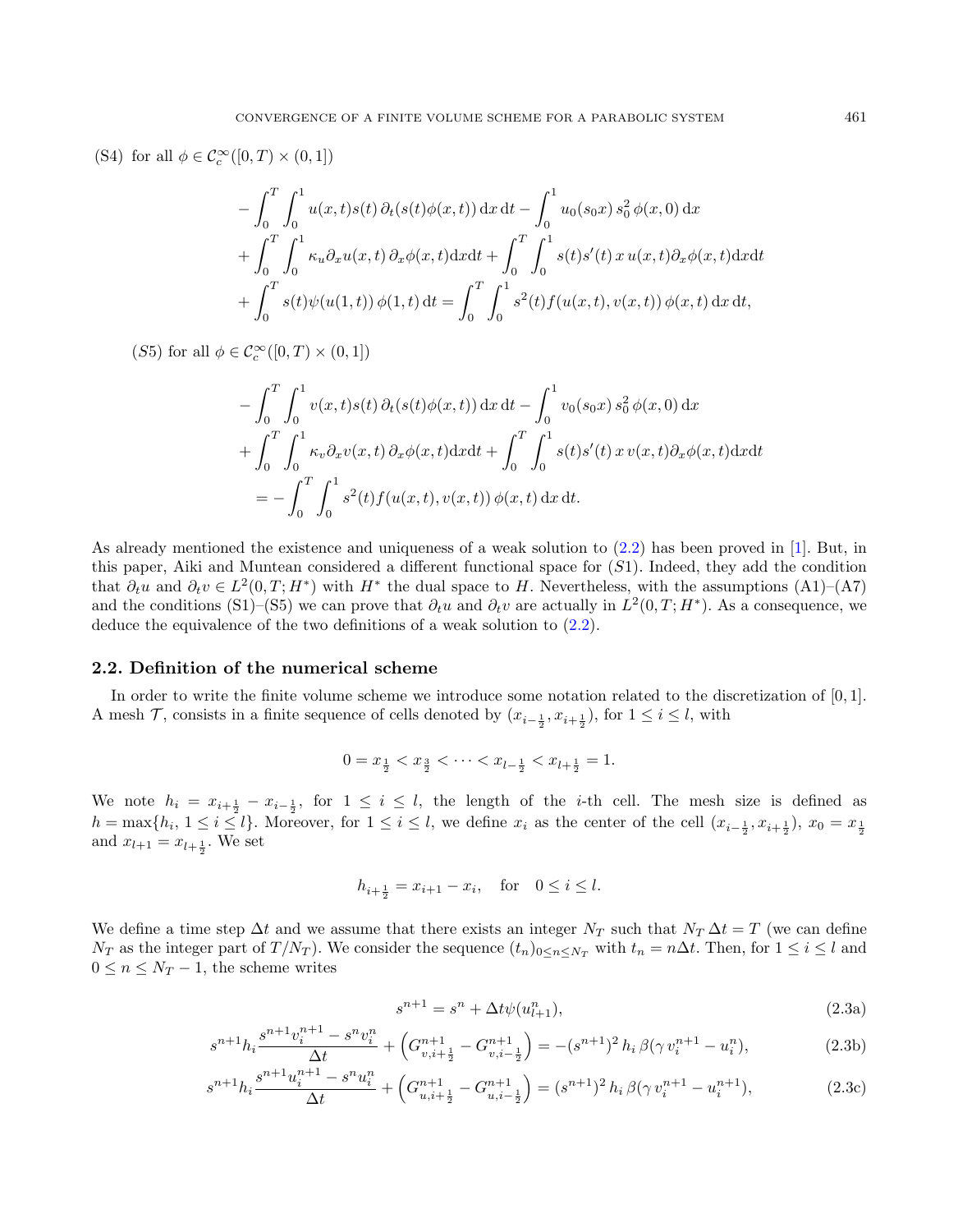(S4) for all $\phi \in \mathcal{C}_c^\infty([0,T) \times (0,1])$

$$
\begin{aligned}
&-\int_0^T \int_0^1 u(x,t)s(t)\,\partial_t(s(t)\phi(x,t))\,\mathrm{d}x\,\mathrm{d}t - \int_0^1 u_0(s_0 x)\,s_0^2\,\phi(x,0)\,\mathrm{d}x \\
&+ \int_0^T \int_0^1 \kappa_u \partial_x u(x,t)\,\partial_x\phi(x,t)\mathrm{d}x\mathrm{d}t + \int_0^T \int_0^1 s(t)s'(t)\,x\,u(x,t)\partial_x\phi(x,t)\mathrm{d}x\mathrm{d}t \\
&+ \int_0^T s(t)\psi(u(1,t))\,\phi(1,t)\,\mathrm{d}t = \int_0^T \int_0^1 s^2(t) f(u(x,t),v(x,t))\,\phi(x,t)\,\mathrm{d}x\,\mathrm{d}t,
\end{aligned}
$$

$(S5)$ for all $\phi \in \mathcal{C}_c^\infty([0,T) \times (0,1])$

$$
\begin{aligned}
&-\int_0^T \int_0^1 v(x,t)s(t)\,\partial_t(s(t)\phi(x,t))\,\mathrm{d}x\,\mathrm{d}t - \int_0^1 v_0(s_0 x)\,s_0^2\,\phi(x,0)\,\mathrm{d}x \\
&+ \int_0^T \int_0^1 \kappa_v \partial_x v(x,t)\,\partial_x\phi(x,t)\mathrm{d}x\mathrm{d}t + \int_0^T \int_0^1 s(t)s'(t)\,x\,v(x,t)\partial_x\phi(x,t)\mathrm{d}x\mathrm{d}t \\
&= -\int_0^T \int_0^1 s^2(t) f(u(x,t),v(x,t))\,\phi(x,t)\,\mathrm{d}x\,\mathrm{d}t.
\end{aligned}
$$

As already mentioned the existence and uniqueness of a weak solution to (2.2) has been proved in [1]. But, in this paper, Aiki and Muntean considered a different functional space for $(S1)$. Indeed, they add the condition that $\partial_t u$ and $\partial_t v \in L^2(0,T;H^*)$ with $H^*$ the dual space to $H$. Nevertheless, with the assumptions (A1)–(A7) and the conditions (S1)–(S5) we can prove that $\partial_t u$ and $\partial_t v$ are actually in $L^2(0,T;H^*)$. As a consequence, we deduce the equivalence of the two definitions of a weak solution to (2.2).

## 2.2. Definition of the numerical scheme

In order to write the finite volume scheme we introduce some notation related to the discretization of $[0,1]$. A mesh $\mathcal{T}$, consists in a finite sequence of cells denoted by $(x_{i-\frac{1}{2}}, x_{i+\frac{1}{2}})$, for $1 \le i \le l$, with

$$
0 = x_{\frac{1}{2}} < x_{\frac{3}{2}} < \cdots < x_{l-\frac{1}{2}} < x_{l+\frac{1}{2}} = 1.
$$

We note $h_i = x_{i+\frac{1}{2}} - x_{i-\frac{1}{2}}$, for $1 \le i \le l$, the length of the $i$-th cell. The mesh size is defined as $h = \max\{h_i,\ 1 \le i \le l\}$. Moreover, for $1 \le i \le l$, we define $x_i$ as the center of the cell $(x_{i-\frac{1}{2}}, x_{i+\frac{1}{2}})$, $x_0 = x_{\frac{1}{2}}$ and $x_{l+1} = x_{l+\frac{1}{2}}$. We set

$$
h_{i+\frac{1}{2}} = x_{i+1} - x_i, \quad \text{for} \quad 0 \le i \le l.
$$

We define a time step $\Delta t$ and we assume that there exists an integer $N_T$ such that $N_T\,\Delta t = T$ (we can define $N_T$ as the integer part of $T/N_T$). We consider the sequence $(t_n)_{0\le n\le N_T}$ with $t_n = n\Delta t$. Then, for $1 \le i \le l$ and $0 \le n \le N_T - 1$, the scheme writes

$$
s^{n+1} = s^n + \Delta t \psi(u_{l+1}^n), \tag{2.3a}
$$

$$
s^{n+1} h_i \frac{s^{n+1} v_i^{n+1} - s^n v_i^n}{\Delta t} + \left(G_{v,i+\frac{1}{2}}^{n+1} - G_{v,i-\frac{1}{2}}^{n+1}\right) = -(s^{n+1})^2\,h_i\,\beta(\gamma\,v_i^{n+1} - u_i^n), \tag{2.3b}
$$

$$
s^{n+1} h_i \frac{s^{n+1} u_i^{n+1} - s^n u_i^n}{\Delta t} + \left(G_{u,i+\frac{1}{2}}^{n+1} - G_{u,i-\frac{1}{2}}^{n+1}\right) = (s^{n+1})^2\,h_i\,\beta(\gamma\,v_i^{n+1} - u_i^{n+1}), \tag{2.3c}
$$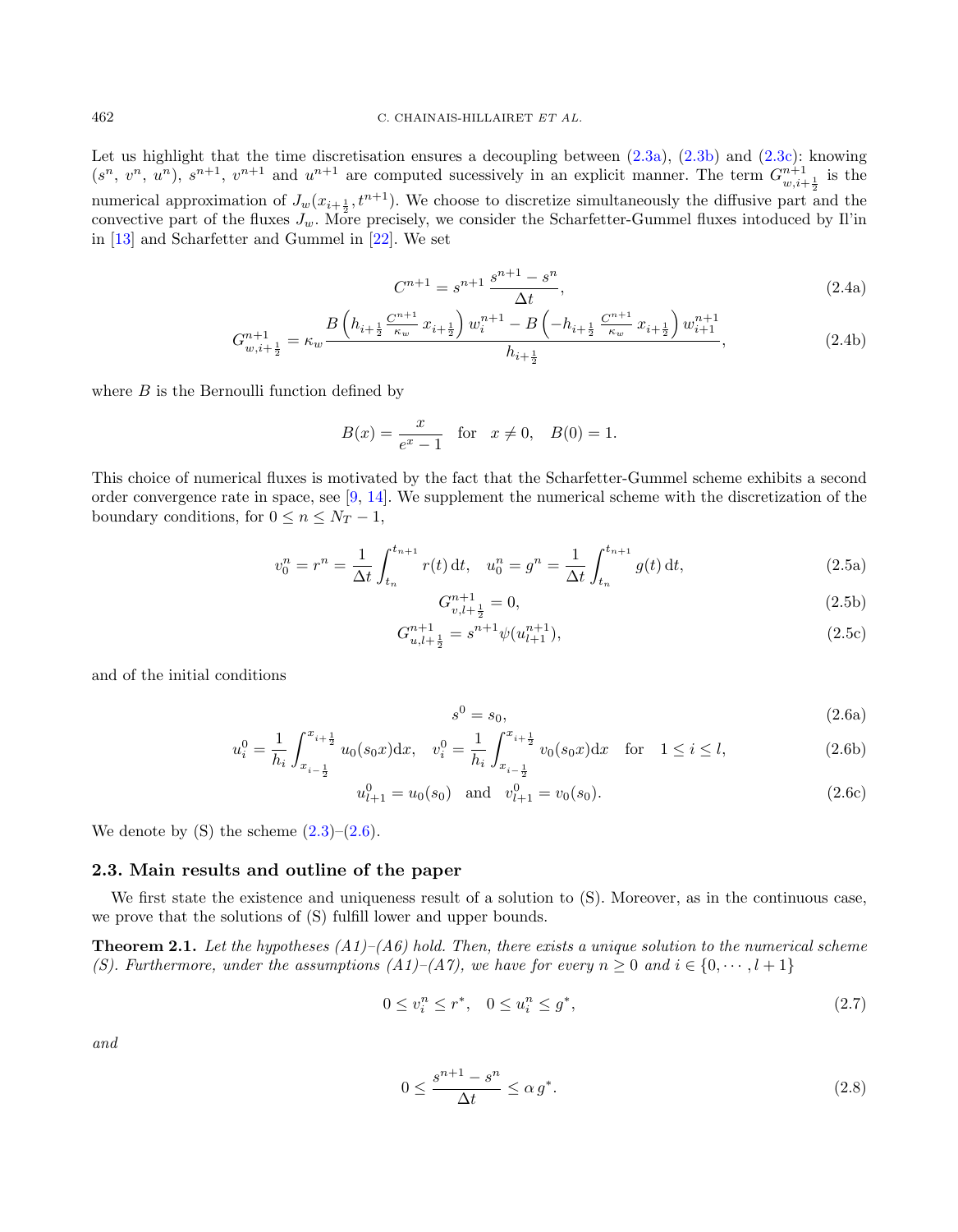Let us highlight that the time discretisation ensures a decoupling between (2.3a), (2.3b) and (2.3c): knowing $(s^n,\, v^n,\, u^n)$, $s^{n+1}$, $v^{n+1}$ and $u^{n+1}$ are computed sucessively in an explicit manner. The term $G^{n+1}_{w,i+\frac{1}{2}}$ is the numerical approximation of $J_w(x_{i+\frac{1}{2}}, t^{n+1})$. We choose to discretize simultaneously the diffusive part and the convective part of the fluxes $J_w$. More precisely, we consider the Scharfetter-Gummel fluxes intoduced by Il'in in [13] and Scharfetter and Gummel in [22]. We set

$$C^{n+1} = s^{n+1}\, \frac{s^{n+1} - s^n}{\Delta t}, \tag{2.4a}$$

$$G^{n+1}_{w,i+\frac{1}{2}} = \kappa_w \frac{B\left(h_{i+\frac{1}{2}}\, \frac{C^{n+1}}{\kappa_w}\, x_{i+\frac{1}{2}}\right) w_i^{n+1} - B\left(-h_{i+\frac{1}{2}}\, \frac{C^{n+1}}{\kappa_w}\, x_{i+\frac{1}{2}}\right) w_{i+1}^{n+1}}{h_{i+\frac{1}{2}}}, \tag{2.4b}$$

where $B$ is the Bernoulli function defined by

$$B(x) = \frac{x}{e^x - 1} \quad \text{for} \quad x \neq 0, \quad B(0) = 1.$$

This choice of numerical fluxes is motivated by the fact that the Scharfetter-Gummel scheme exhibits a second order convergence rate in space, see [9, 14]. We supplement the numerical scheme with the discretization of the boundary conditions, for $0 \leq n \leq N_T - 1$,

$$v_0^n = r^n = \frac{1}{\Delta t} \int_{t_n}^{t_{n+1}} r(t)\, \mathrm{d}t, \quad u_0^n = g^n = \frac{1}{\Delta t} \int_{t_n}^{t_{n+1}} g(t)\, \mathrm{d}t, \tag{2.5a}$$

$$G^{n+1}_{v,l+\frac{1}{2}} = 0, \tag{2.5b}$$

$$G^{n+1}_{u,l+\frac{1}{2}} = s^{n+1} \psi(u^{n+1}_{l+1}), \tag{2.5c}$$

and of the initial conditions

$$s^0 = s_0, \tag{2.6a}$$

$$u_i^0 = \frac{1}{h_i} \int_{x_{i-\frac{1}{2}}}^{x_{i+\frac{1}{2}}} u_0(s_0 x) \mathrm{d}x, \quad v_i^0 = \frac{1}{h_i} \int_{x_{i-\frac{1}{2}}}^{x_{i+\frac{1}{2}}} v_0(s_0 x) \mathrm{d}x \quad \text{for} \quad 1 \leq i \leq l, \tag{2.6b}$$

$$u^0_{l+1} = u_0(s_0) \quad \text{and} \quad v^0_{l+1} = v_0(s_0). \tag{2.6c}$$

We denote by (S) the scheme (2.3)–(2.6).

### 2.3. Main results and outline of the paper

We first state the existence and uniqueness result of a solution to (S). Moreover, as in the continuous case, we prove that the solutions of (S) fulfill lower and upper bounds.

**Theorem 2.1.** *Let the hypotheses (A1)–(A6) hold. Then, there exists a unique solution to the numerical scheme (S). Furthermore, under the assumptions (A1)–(A7), we have for every $n \geq 0$ and $i \in \{0, \cdots, l+1\}$*

$$0 \leq v_i^n \leq r^*, \quad 0 \leq u_i^n \leq g^*, \tag{2.7}$$

*and*

$$0 \leq \frac{s^{n+1} - s^n}{\Delta t} \leq \alpha\, g^*. \tag{2.8}$$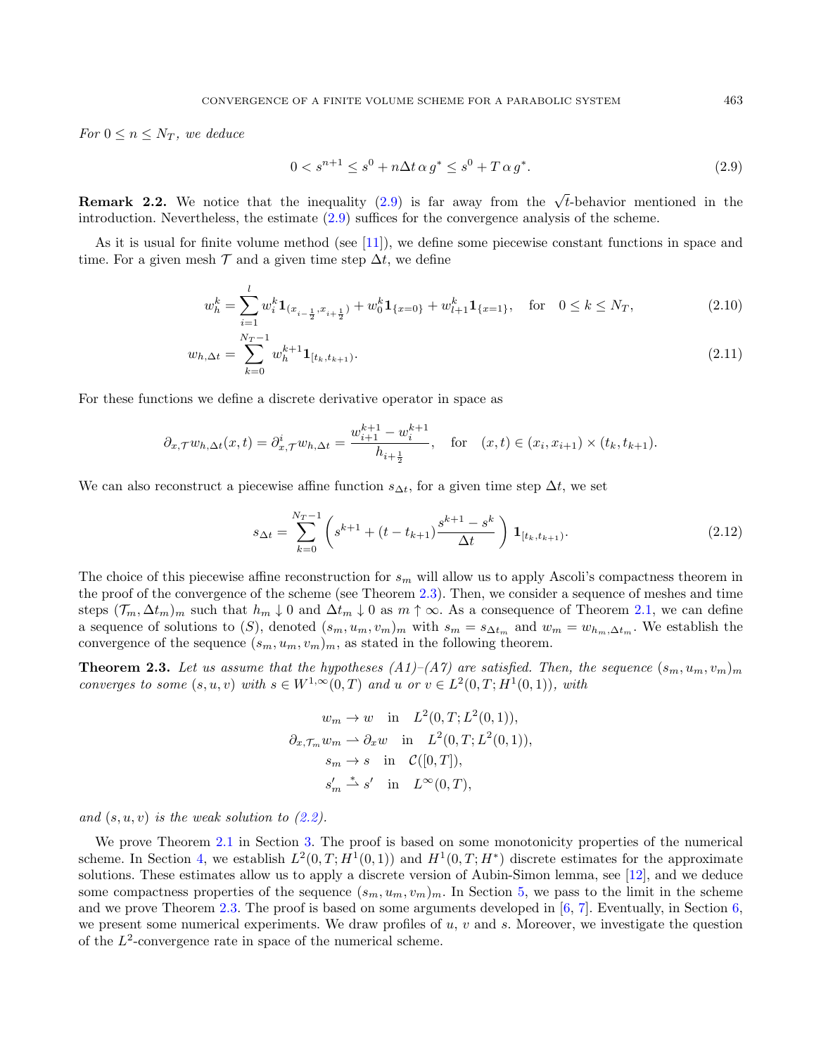*For $0 \le n \le N_T$, we deduce*

$$0 < s^{n+1} \le s^0 + n\Delta t\, \alpha\, g^* \le s^0 + T\, \alpha\, g^*. \tag{2.9}$$

**Remark 2.2.** We notice that the inequality (2.9) is far away from the $\sqrt{t}$-behavior mentioned in the introduction. Nevertheless, the estimate (2.9) suffices for the convergence analysis of the scheme.

As it is usual for finite volume method (see [11]), we define some piecewise constant functions in space and time. For a given mesh $\mathcal{T}$ and a given time step $\Delta t$, we define

$$w_h^k = \sum_{i=1}^{l} w_i^k \mathbf{1}_{(x_{i-\frac{1}{2}}, x_{i+\frac{1}{2}})} + w_0^k \mathbf{1}_{\{x=0\}} + w_{l+1}^k \mathbf{1}_{\{x=1\}}, \quad \text{for} \quad 0 \le k \le N_T, \tag{2.10}$$

$$w_{h,\Delta t} = \sum_{k=0}^{N_T-1} w_h^{k+1} \mathbf{1}_{[t_k, t_{k+1})}. \tag{2.11}$$

For these functions we define a discrete derivative operator in space as

$$\partial_{x,\mathcal{T}} w_{h,\Delta t}(x,t) = \partial_{x,\mathcal{T}}^i w_{h,\Delta t} = \frac{w_{i+1}^{k+1} - w_i^{k+1}}{h_{i+\frac{1}{2}}}, \quad \text{for} \quad (x,t) \in (x_i, x_{i+1}) \times (t_k, t_{k+1}).$$

We can also reconstruct a piecewise affine function $s_{\Delta t}$, for a given time step $\Delta t$, we set

$$s_{\Delta t} = \sum_{k=0}^{N_T-1} \left( s^{k+1} + (t - t_{k+1}) \frac{s^{k+1} - s^k}{\Delta t} \right) \mathbf{1}_{[t_k, t_{k+1})}. \tag{2.12}$$

The choice of this piecewise affine reconstruction for $s_m$ will allow us to apply Ascoli's compactness theorem in the proof of the convergence of the scheme (see Theorem 2.3). Then, we consider a sequence of meshes and time steps $(\mathcal{T}_m, \Delta t_m)_m$ such that $h_m \downarrow 0$ and $\Delta t_m \downarrow 0$ as $m \uparrow \infty$. As a consequence of Theorem 2.1, we can define a sequence of solutions to $(S)$, denoted $(s_m, u_m, v_m)_m$ with $s_m = s_{\Delta t_m}$ and $w_m = w_{h_m, \Delta t_m}$. We establish the convergence of the sequence $(s_m, u_m, v_m)_m$, as stated in the following theorem.

**Theorem 2.3.** *Let us assume that the hypotheses (A1)–(A7) are satisfied. Then, the sequence $(s_m, u_m, v_m)_m$ converges to some $(s, u, v)$ with $s \in W^{1,\infty}(0,T)$ and $u$ or $v \in L^2(0,T; H^1(0,1))$, with*

$$\begin{aligned}
w_m &\to w \quad \text{in} \quad L^2(0,T; L^2(0,1)), \\
\partial_{x,\mathcal{T}_m} w_m &\rightharpoonup \partial_x w \quad \text{in} \quad L^2(0,T; L^2(0,1)), \\
s_m &\to s \quad \text{in} \quad \mathcal{C}([0,T]), \\
s_m' &\overset{*}{\rightharpoonup} s' \quad \text{in} \quad L^\infty(0,T),
\end{aligned}$$

*and $(s, u, v)$ is the weak solution to (2.2).*

We prove Theorem 2.1 in Section 3. The proof is based on some monotonicity properties of the numerical scheme. In Section 4, we establish $L^2(0,T; H^1(0,1))$ and $H^1(0,T; H^*)$ discrete estimates for the approximate solutions. These estimates allow us to apply a discrete version of Aubin-Simon lemma, see [12], and we deduce some compactness properties of the sequence $(s_m, u_m, v_m)_m$. In Section 5, we pass to the limit in the scheme and we prove Theorem 2.3. The proof is based on some arguments developed in [6, 7]. Eventually, in Section 6, we present some numerical experiments. We draw profiles of $u$, $v$ and $s$. Moreover, we investigate the question of the $L^2$-convergence rate in space of the numerical scheme.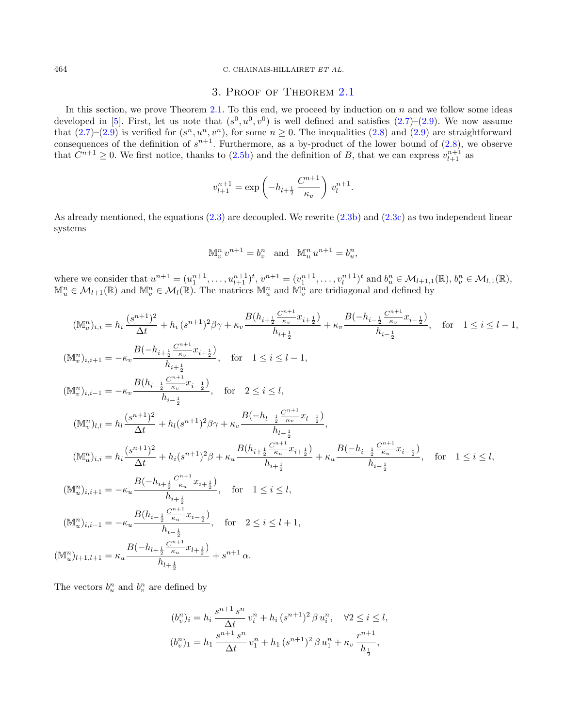## 3. Proof of Theorem 2.1

In this section, we prove Theorem 2.1. To this end, we proceed by induction on $n$ and we follow some ideas developed in [5]. First, let us note that $(s^0, u^0, v^0)$ is well defined and satisfies (2.7)–(2.9). We now assume that (2.7)–(2.9) is verified for $(s^n, u^n, v^n)$, for some $n \geq 0$. The inequalities (2.8) and (2.9) are straightforward consequences of the definition of $s^{n+1}$. Furthermore, as a by-product of the lower bound of (2.8), we observe that $C^{n+1} \geq 0$. We first notice, thanks to (2.5b) and the definition of $B$, that we can express $v_{l+1}^{n+1}$ as

$$v_{l+1}^{n+1} = \exp\left(-h_{l+\frac{1}{2}} \frac{C^{n+1}}{\kappa_v}\right) v_l^{n+1}.$$

As already mentioned, the equations (2.3) are decoupled. We rewrite (2.3b) and (2.3c) as two independent linear systems

$$\mathbb{M}_v^n \, v^{n+1} = b_v^n \quad \text{and} \quad \mathbb{M}_u^n \, u^{n+1} = b_u^n,$$

where we consider that $u^{n+1} = (u_1^{n+1}, \ldots, u_{l+1}^{n+1})^t$, $v^{n+1} = (v_1^{n+1}, \ldots, v_l^{n+1})^t$ and $b_u^n \in \mathcal{M}_{l+1,1}(\mathbb{R})$, $b_v^n \in \mathcal{M}_{l,1}(\mathbb{R})$, $\mathbb{M}_u^n \in \mathcal{M}_{l+1}(\mathbb{R})$ and $\mathbb{M}_v^n \in \mathcal{M}_l(\mathbb{R})$. The matrices $\mathbb{M}_u^n$ and $\mathbb{M}_v^n$ are tridiagonal and defined by

$$
\begin{aligned}
(\mathbb{M}_v^n)_{i,i} &= h_i \frac{(s^{n+1})^2}{\Delta t} + h_i \, (s^{n+1})^2 \beta\gamma + \kappa_v \frac{B(h_{i+\frac{1}{2}} \frac{C^{n+1}}{\kappa_v} x_{i+\frac{1}{2}})}{h_{i+\frac{1}{2}}} + \kappa_v \frac{B(-h_{i-\frac{1}{2}} \frac{C^{n+1}}{\kappa_v} x_{i-\frac{1}{2}})}{h_{i-\frac{1}{2}}}, \quad \text{for} \quad 1 \leq i \leq l-1,\\
(\mathbb{M}_v^n)_{i,i+1} &= -\kappa_v \frac{B(-h_{i+\frac{1}{2}} \frac{C^{n+1}}{\kappa_v} x_{i+\frac{1}{2}})}{h_{i+\frac{1}{2}}}, \quad \text{for} \quad 1 \leq i \leq l-1,\\
(\mathbb{M}_v^n)_{i,i-1} &= -\kappa_v \frac{B(h_{i-\frac{1}{2}} \frac{C^{n+1}}{\kappa_v} x_{i-\frac{1}{2}})}{h_{i-\frac{1}{2}}}, \quad \text{for} \quad 2 \leq i \leq l,\\
(\mathbb{M}_v^n)_{l,l} &= h_l \frac{(s^{n+1})^2}{\Delta t} + h_l (s^{n+1})^2 \beta\gamma + \kappa_v \frac{B(-h_{l-\frac{1}{2}} \frac{C^{n+1}}{\kappa_v} x_{l-\frac{1}{2}})}{h_{l-\frac{1}{2}}},\\
(\mathbb{M}_u^n)_{i,i} &= h_i \frac{(s^{n+1})^2}{\Delta t} + h_i (s^{n+1})^2 \beta + \kappa_u \frac{B(h_{i+\frac{1}{2}} \frac{C^{n+1}}{\kappa_u} x_{i+\frac{1}{2}})}{h_{i+\frac{1}{2}}} + \kappa_u \frac{B(-h_{i-\frac{1}{2}} \frac{C^{n+1}}{\kappa_u} x_{i-\frac{1}{2}})}{h_{i-\frac{1}{2}}}, \quad \text{for} \quad 1 \leq i \leq l,\\
(\mathbb{M}_u^n)_{i,i+1} &= -\kappa_u \frac{B(-h_{i+\frac{1}{2}} \frac{C^{n+1}}{\kappa_u} x_{i+\frac{1}{2}})}{h_{i+\frac{1}{2}}}, \quad \text{for} \quad 1 \leq i \leq l,\\
(\mathbb{M}_u^n)_{i,i-1} &= -\kappa_u \frac{B(h_{i-\frac{1}{2}} \frac{C^{n+1}}{\kappa_u} x_{i-\frac{1}{2}})}{h_{i-\frac{1}{2}}}, \quad \text{for} \quad 2 \leq i \leq l+1,\\
(\mathbb{M}_u^n)_{l+1,l+1} &= \kappa_u \frac{B(-h_{l+\frac{1}{2}} \frac{C^{n+1}}{\kappa_u} x_{l+\frac{1}{2}})}{h_{l+\frac{1}{2}}} + s^{n+1} \alpha.
\end{aligned}
$$

The vectors $b_u^n$ and $b_v^n$ are defined by

$$
\begin{aligned}
(b_v^n)_i &= h_i \, \frac{s^{n+1} \, s^n}{\Delta t} \, v_i^n + h_i \, (s^{n+1})^2 \, \beta \, u_i^n, \quad \forall 2 \leq i \leq l,\\
(b_v^n)_1 &= h_1 \, \frac{s^{n+1} \, s^n}{\Delta t} \, v_1^n + h_1 \, (s^{n+1})^2 \, \beta \, u_1^n + \kappa_v \, \frac{r^{n+1}}{h_{\frac{1}{2}}},
\end{aligned}
$$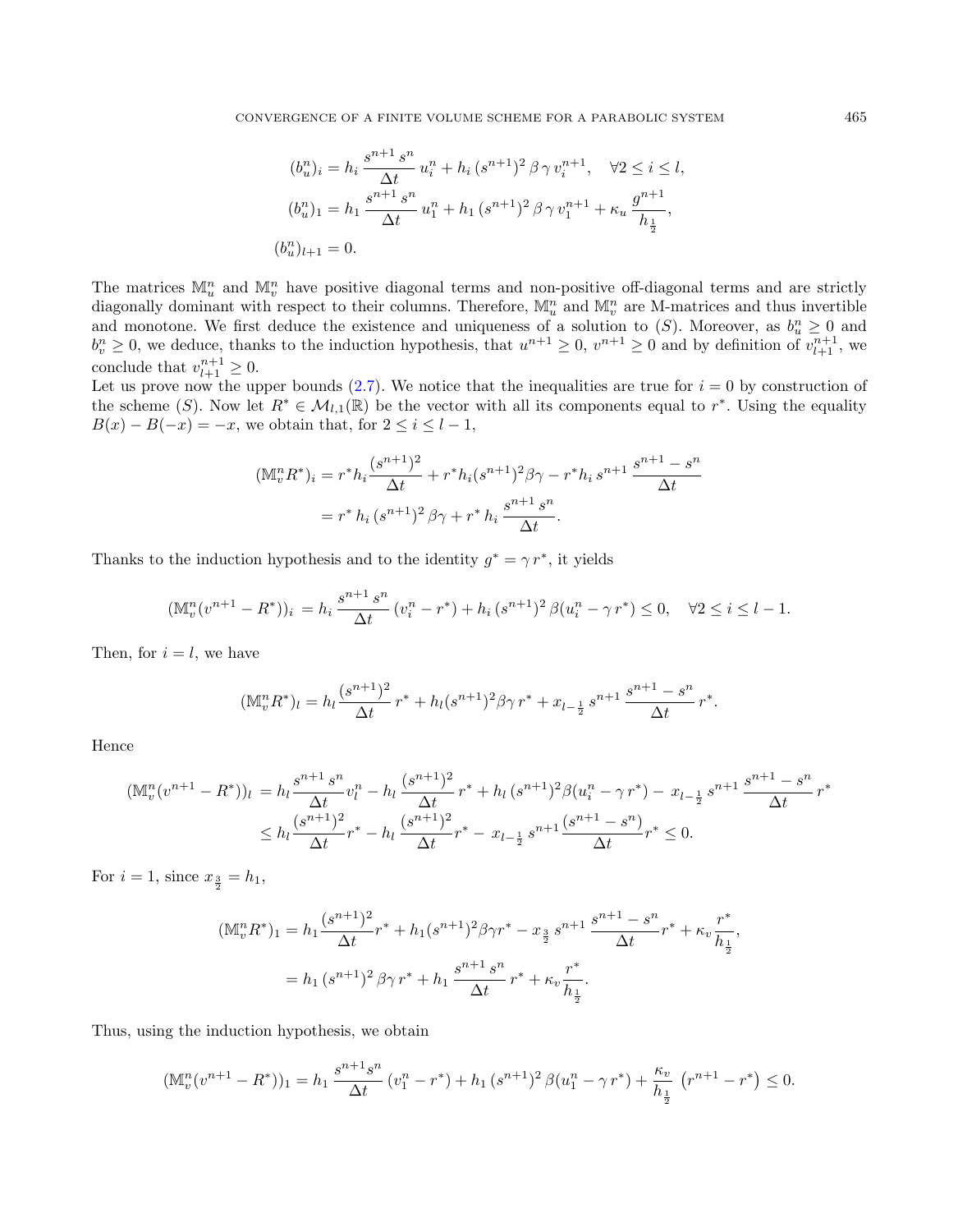$$
\begin{aligned}
(b_u^n)_i &= h_i \, \frac{s^{n+1}\, s^n}{\Delta t}\, u_i^n + h_i \,(s^{n+1})^2 \,\beta \,\gamma \, v_i^{n+1}, \quad \forall 2 \le i \le l,\\
(b_u^n)_1 &= h_1 \, \frac{s^{n+1}\, s^n}{\Delta t}\, u_1^n + h_1 \,(s^{n+1})^2 \,\beta \,\gamma \, v_1^{n+1} + \kappa_u \, \frac{g^{n+1}}{h_{\frac{1}{2}}},\\
(b_u^n)_{l+1} &= 0.
\end{aligned}
$$

The matrices $\mathbb{M}_u^n$ and $\mathbb{M}_v^n$ have positive diagonal terms and non-positive off-diagonal terms and are strictly diagonally dominant with respect to their columns. Therefore, $\mathbb{M}_u^n$ and $\mathbb{M}_v^n$ are M-matrices and thus invertible and monotone. We first deduce the existence and uniqueness of a solution to $(S)$. Moreover, as $b_u^n \ge 0$ and $b_v^n \ge 0$, we deduce, thanks to the induction hypothesis, that $u^{n+1} \ge 0$, $v^{n+1} \ge 0$ and by definition of $v_{l+1}^{n+1}$, we conclude that $v_{l+1}^{n+1} \ge 0$.

Let us prove now the upper bounds (2.7). We notice that the inequalities are true for $i = 0$ by construction of the scheme $(S)$. Now let $R^* \in \mathcal{M}_{l,1}(\mathbb{R})$ be the vector with all its components equal to $r^*$. Using the equality $B(x) - B(-x) = -x$, we obtain that, for $2 \le i \le l-1$,

$$
\begin{aligned}
(\mathbb{M}_v^n R^*)_i &= r^* h_i \frac{(s^{n+1})^2}{\Delta t} + r^* h_i (s^{n+1})^2 \beta\gamma - r^* h_i \, s^{n+1} \, \frac{s^{n+1} - s^n}{\Delta t}\\
&= r^* \, h_i \,(s^{n+1})^2 \,\beta\gamma + r^* \, h_i \, \frac{s^{n+1}\, s^n}{\Delta t}.
\end{aligned}
$$

Thanks to the induction hypothesis and to the identity $g^* = \gamma\, r^*$, it yields

$$
(\mathbb{M}_v^n (v^{n+1} - R^*))_i \, = h_i \, \frac{s^{n+1}\, s^n}{\Delta t}\,(v_i^n - r^*) + h_i \,(s^{n+1})^2 \,\beta (u_i^n - \gamma\, r^*) \le 0, \quad \forall 2 \le i \le l-1.
$$

Then, for $i = l$, we have

$$
(\mathbb{M}_v^n R^*)_l = h_l \frac{(s^{n+1})^2}{\Delta t}\, r^* + h_l (s^{n+1})^2 \beta\gamma \, r^* + x_{l-\frac{1}{2}} \, s^{n+1} \, \frac{s^{n+1} - s^n}{\Delta t}\, r^*.
$$

Hence

$$
\begin{aligned}
(\mathbb{M}_v^n (v^{n+1} - R^*))_l \, &= h_l \frac{s^{n+1}\, s^n}{\Delta t} v_l^n - h_l \, \frac{(s^{n+1})^2}{\Delta t}\, r^* + h_l \,(s^{n+1})^2 \beta (u_i^n - \gamma\, r^*) - \, x_{l-\frac{1}{2}}\, s^{n+1} \, \frac{s^{n+1} - s^n}{\Delta t}\, r^*\\
&\le h_l \frac{(s^{n+1})^2}{\Delta t} r^* - h_l \, \frac{(s^{n+1})^2}{\Delta t} r^* - \, x_{l-\frac{1}{2}}\, s^{n+1} \frac{(s^{n+1} - s^n)}{\Delta t} r^* \le 0.
\end{aligned}
$$

For $i = 1$, since $x_{\frac{3}{2}} = h_1$,

$$
\begin{aligned}
(\mathbb{M}_v^n R^*)_1 &= h_1 \frac{(s^{n+1})^2}{\Delta t} r^* + h_1 (s^{n+1})^2 \beta\gamma r^* - x_{\frac{3}{2}} \, s^{n+1} \, \frac{s^{n+1} - s^n}{\Delta t} r^* + \kappa_v \frac{r^*}{h_{\frac{1}{2}}},\\
&= h_1 \,(s^{n+1})^2 \,\beta\gamma \, r^* + h_1 \, \frac{s^{n+1}\, s^n}{\Delta t}\, r^* + \kappa_v \frac{r^*}{h_{\frac{1}{2}}}.
\end{aligned}
$$

Thus, using the induction hypothesis, we obtain

$$
(\mathbb{M}_v^n (v^{n+1} - R^*))_1 = h_1 \, \frac{s^{n+1} s^n}{\Delta t}\,(v_1^n - r^*) + h_1 \,(s^{n+1})^2 \,\beta (u_1^n - \gamma\, r^*) + \frac{\kappa_v}{h_{\frac{1}{2}}} \, \left(r^{n+1} - r^*\right) \le 0.
$$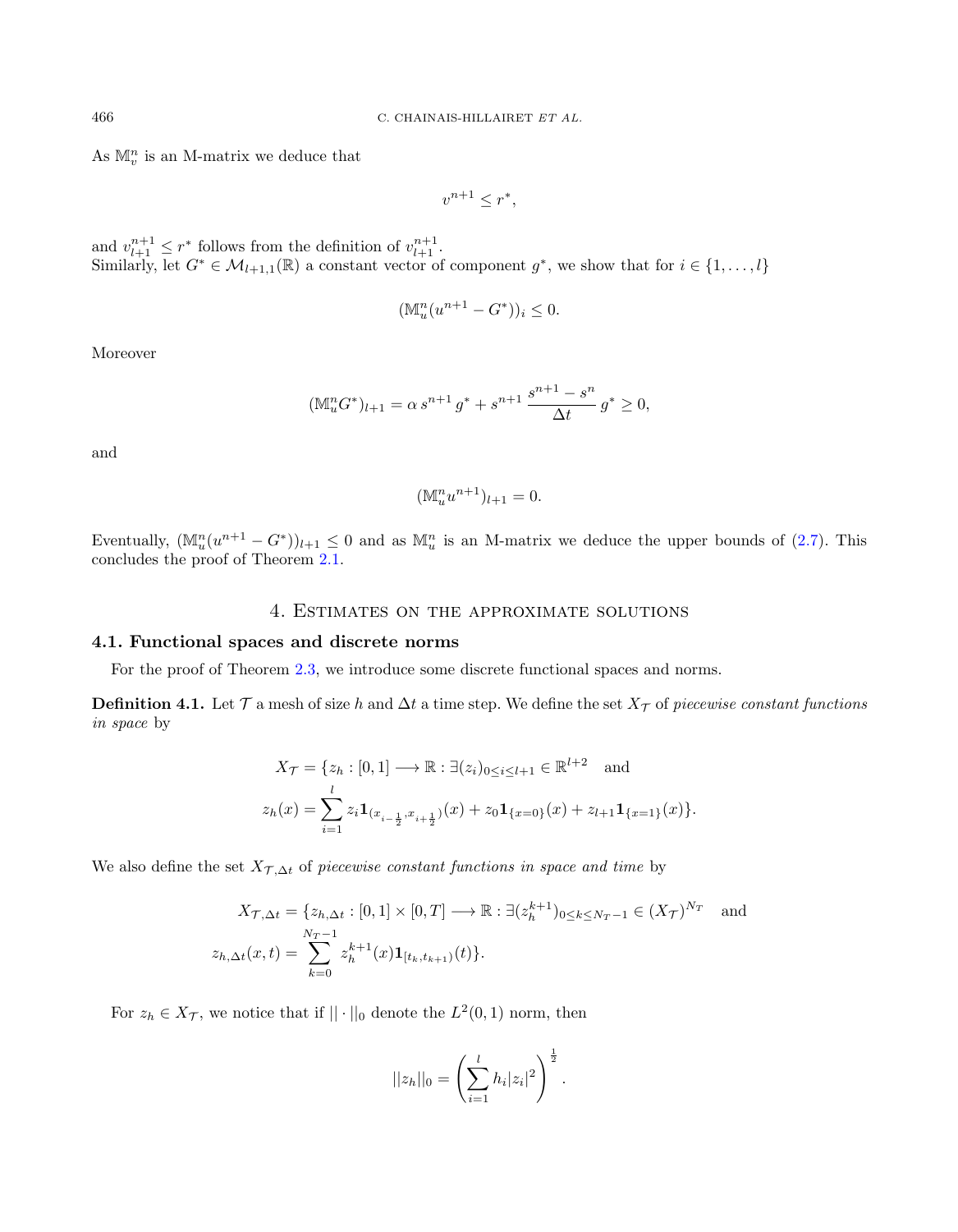As $\mathbb{M}_v^n$ is an M-matrix we deduce that

$$v^{n+1} \leq r^*,$$

and $v_{l+1}^{n+1} \leq r^*$ follows from the definition of $v_{l+1}^{n+1}$.
Similarly, let $G^* \in \mathcal{M}_{l+1,1}(\mathbb{R})$ a constant vector of component $g^*$, we show that for $i \in \{1, \ldots, l\}$

$$(\mathbb{M}_u^n(u^{n+1} - G^*))_i \leq 0.$$

Moreover

$$(\mathbb{M}_u^n G^*)_{l+1} = \alpha\, s^{n+1}\, g^* + s^{n+1}\, \frac{s^{n+1} - s^n}{\Delta t}\, g^* \geq 0,$$

and

$$(\mathbb{M}_u^n u^{n+1})_{l+1} = 0.$$

Eventually, $(\mathbb{M}_u^n(u^{n+1} - G^*))_{l+1} \leq 0$ and as $\mathbb{M}_u^n$ is an M-matrix we deduce the upper bounds of (2.7). This concludes the proof of Theorem 2.1.

# 4. Estimates on the approximate solutions

## 4.1. Functional spaces and discrete norms

For the proof of Theorem 2.3, we introduce some discrete functional spaces and norms.

**Definition 4.1.** Let $\mathcal{T}$ a mesh of size $h$ and $\Delta t$ a time step. We define the set $X_{\mathcal{T}}$ of *piecewise constant functions in space* by

$$X_{\mathcal{T}} = \{z_h : [0,1] \longrightarrow \mathbb{R} : \exists (z_i)_{0 \leq i \leq l+1} \in \mathbb{R}^{l+2} \quad \text{and}$$
$$z_h(x) = \sum_{i=1}^{l} z_i \mathbf{1}_{(x_{i-\frac{1}{2}}, x_{i+\frac{1}{2}})}(x) + z_0 \mathbf{1}_{\{x=0\}}(x) + z_{l+1} \mathbf{1}_{\{x=1\}}(x)\}.$$

We also define the set $X_{\mathcal{T},\Delta t}$ of *piecewise constant functions in space and time* by

$$X_{\mathcal{T},\Delta t} = \{z_{h,\Delta t} : [0,1] \times [0,T] \longrightarrow \mathbb{R} : \exists (z_h^{k+1})_{0 \leq k \leq N_T - 1} \in (X_{\mathcal{T}})^{N_T} \quad \text{and}$$
$$z_{h,\Delta t}(x,t) = \sum_{k=0}^{N_T - 1} z_h^{k+1}(x) \mathbf{1}_{[t_k, t_{k+1})}(t)\}.$$

For $z_h \in X_{\mathcal{T}}$, we notice that if $||\cdot||_0$ denote the $L^2(0,1)$ norm, then

$$||z_h||_0 = \left( \sum_{i=1}^{l} h_i |z_i|^2 \right)^{\frac{1}{2}}.$$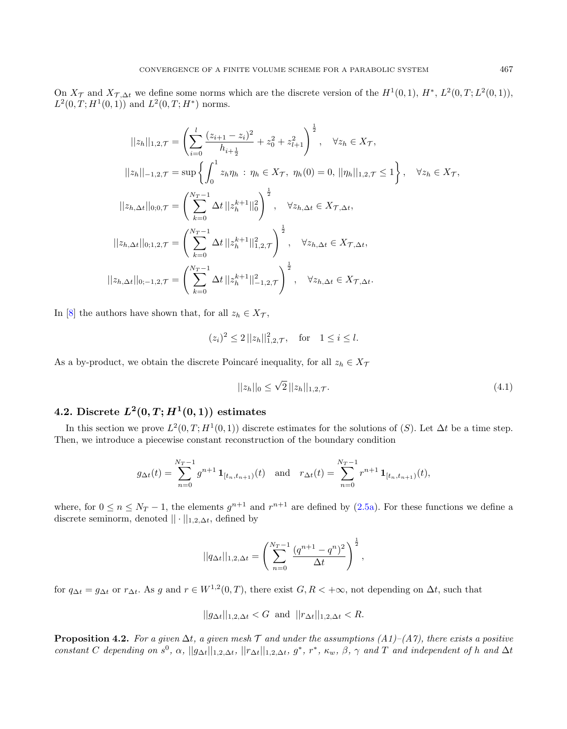On $X_{\mathcal{T}}$ and $X_{\mathcal{T},\Delta t}$ we define some norms which are the discrete version of the $H^1(0,1)$, $H^*$, $L^2(0,T;L^2(0,1))$, $L^2(0,T;H^1(0,1))$ and $L^2(0,T;H^*)$ norms.

$$
||z_h||_{1,2,\mathcal{T}} = \left( \sum_{i=0}^{l} \frac{(z_{i+1}-z_i)^2}{h_{i+\frac{1}{2}}} + z_0^2 + z_{l+1}^2 \right)^{\frac{1}{2}}, \quad \forall z_h \in X_{\mathcal{T}},
$$

$$
||z_h||_{-1,2,\mathcal{T}} = \sup \left\{ \int_0^1 z_h \eta_h \,:\, \eta_h \in X_{\mathcal{T}},\ \eta_h(0)=0,\ ||\eta_h||_{1,2,\mathcal{T}} \le 1 \right\}, \quad \forall z_h \in X_{\mathcal{T}},
$$

$$
||z_{h,\Delta t}||_{0;0,\mathcal{T}} = \left( \sum_{k=0}^{N_T-1} \Delta t\, ||z_h^{k+1}||_0^2 \right)^{\frac{1}{2}}, \quad \forall z_{h,\Delta t} \in X_{\mathcal{T},\Delta t},
$$

$$
||z_{h,\Delta t}||_{0;1,2,\mathcal{T}} = \left( \sum_{k=0}^{N_T-1} \Delta t\, ||z_h^{k+1}||_{1,2,\mathcal{T}}^2 \right)^{\frac{1}{2}}, \quad \forall z_{h,\Delta t} \in X_{\mathcal{T},\Delta t},
$$

$$
||z_{h,\Delta t}||_{0;-1,2,\mathcal{T}} = \left( \sum_{k=0}^{N_T-1} \Delta t\, ||z_h^{k+1}||_{-1,2,\mathcal{T}}^2 \right)^{\frac{1}{2}}, \quad \forall z_{h,\Delta t} \in X_{\mathcal{T},\Delta t}.
$$

In [8] the authors have shown that, for all $z_h \in X_{\mathcal{T}}$,

$$
(z_i)^2 \le 2\, ||z_h||_{1,2,\mathcal{T}}^2, \quad \text{for} \quad 1 \le i \le l.
$$

As a by-product, we obtain the discrete Poincaré inequality, for all $z_h \in X_{\mathcal{T}}$

$$
||z_h||_0 \le \sqrt{2}\, ||z_h||_{1,2,\mathcal{T}}. \tag{4.1}
$$

## 4.2. Discrete $L^2(0,T;H^1(0,1))$ estimates

In this section we prove $L^2(0,T;H^1(0,1))$ discrete estimates for the solutions of $(S)$. Let $\Delta t$ be a time step. Then, we introduce a piecewise constant reconstruction of the boundary condition

$$
g_{\Delta t}(t) = \sum_{n=0}^{N_T-1} g^{n+1}\, \mathbf{1}_{[t_n,t_{n+1})}(t) \quad \text{and} \quad r_{\Delta t}(t) = \sum_{n=0}^{N_T-1} r^{n+1}\, \mathbf{1}_{[t_n,t_{n+1})}(t),
$$

where, for $0 \le n \le N_T - 1$, the elements $g^{n+1}$ and $r^{n+1}$ are defined by (2.5a). For these functions we define a discrete seminorm, denoted $||\cdot||_{1,2,\Delta t}$, defined by

$$
||q_{\Delta t}||_{1,2,\Delta t} = \left( \sum_{n=0}^{N_T-1} \frac{(q^{n+1}-q^n)^2}{\Delta t} \right)^{\frac{1}{2}},
$$

for $q_{\Delta t} = g_{\Delta t}$ or $r_{\Delta t}$. As $g$ and $r \in W^{1,2}(0,T)$, there exist $G, R < +\infty$, not depending on $\Delta t$, such that

$$
||g_{\Delta t}||_{1,2,\Delta t} < G \;\text{ and }\; ||r_{\Delta t}||_{1,2,\Delta t} < R.
$$

**Proposition 4.2.** *For a given $\Delta t$, a given mesh $\mathcal{T}$ and under the assumptions (A1)–(A7), there exists a positive constant $C$ depending on $s^0$, $\alpha$, $||g_{\Delta t}||_{1,2,\Delta t}$, $||r_{\Delta t}||_{1,2,\Delta t}$, $g^*$, $r^*$, $\kappa_w$, $\beta$, $\gamma$ and $T$ and independent of $h$ and $\Delta t$*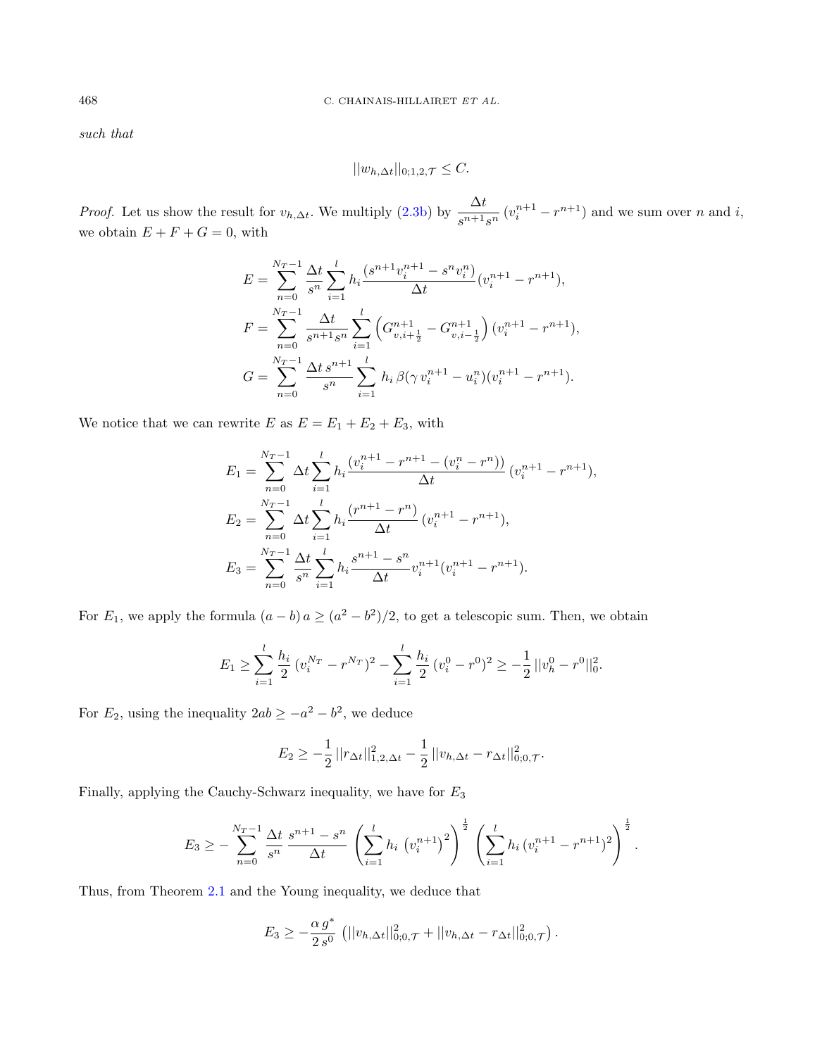*such that*

$$||w_{h,\Delta t}||_{0;1,2,\mathcal{T}} \leq C.$$

*Proof.* Let us show the result for $v_{h,\Delta t}$. We multiply (2.3b) by $\dfrac{\Delta t}{s^{n+1}s^n}\,(v_i^{n+1} - r^{n+1})$ and we sum over $n$ and $i$, we obtain $E + F + G = 0$, with

$$E = \sum_{n=0}^{N_T-1} \frac{\Delta t}{s^n} \sum_{i=1}^{l} h_i \frac{(s^{n+1}v_i^{n+1} - s^n v_i^n)}{\Delta t}(v_i^{n+1} - r^{n+1}),$$

$$F = \sum_{n=0}^{N_T-1} \frac{\Delta t}{s^{n+1}s^n} \sum_{i=1}^{l} \left( G_{v,i+\frac{1}{2}}^{n+1} - G_{v,i-\frac{1}{2}}^{n+1} \right)(v_i^{n+1} - r^{n+1}),$$

$$G = \sum_{n=0}^{N_T-1} \frac{\Delta t\, s^{n+1}}{s^n} \sum_{i=1}^{l} h_i\, \beta(\gamma\, v_i^{n+1} - u_i^n)(v_i^{n+1} - r^{n+1}).$$

We notice that we can rewrite $E$ as $E = E_1 + E_2 + E_3$, with

$$E_1 = \sum_{n=0}^{N_T-1} \Delta t \sum_{i=1}^{l} h_i \frac{(v_i^{n+1} - r^{n+1} - (v_i^n - r^n))}{\Delta t}\,(v_i^{n+1} - r^{n+1}),$$

$$E_2 = \sum_{n=0}^{N_T-1} \Delta t \sum_{i=1}^{l} h_i \frac{(r^{n+1} - r^n)}{\Delta t}\,(v_i^{n+1} - r^{n+1}),$$

$$E_3 = \sum_{n=0}^{N_T-1} \frac{\Delta t}{s^n} \sum_{i=1}^{l} h_i \frac{s^{n+1} - s^n}{\Delta t} v_i^{n+1}(v_i^{n+1} - r^{n+1}).$$

For $E_1$, we apply the formula $(a-b)\,a \geq (a^2 - b^2)/2$, to get a telescopic sum. Then, we obtain

$$E_1 \geq \sum_{i=1}^{l} \frac{h_i}{2}\,(v_i^{N_T} - r^{N_T})^2 - \sum_{i=1}^{l} \frac{h_i}{2}\,(v_i^0 - r^0)^2 \geq -\frac{1}{2}\,||v_h^0 - r^0||_0^2.$$

For $E_2$, using the inequality $2ab \geq -a^2 - b^2$, we deduce

$$E_2 \geq -\frac{1}{2}\,||r_{\Delta t}||_{1,2,\Delta t}^2 - \frac{1}{2}\,||v_{h,\Delta t} - r_{\Delta t}||_{0;0,\mathcal{T}}^2.$$

Finally, applying the Cauchy-Schwarz inequality, we have for $E_3$

$$E_3 \geq -\sum_{n=0}^{N_T-1} \frac{\Delta t}{s^n}\,\frac{s^{n+1} - s^n}{\Delta t}\,\left( \sum_{i=1}^{l} h_i\,\left(v_i^{n+1}\right)^2 \right)^{\frac{1}{2}} \left( \sum_{i=1}^{l} h_i\,(v_i^{n+1} - r^{n+1})^2 \right)^{\frac{1}{2}}.$$

Thus, from Theorem 2.1 and the Young inequality, we deduce that

$$E_3 \geq -\frac{\alpha\, g^*}{2\, s^0}\,\left( ||v_{h,\Delta t}||_{0;0,\mathcal{T}}^2 + ||v_{h,\Delta t} - r_{\Delta t}||_{0;0,\mathcal{T}}^2 \right).$$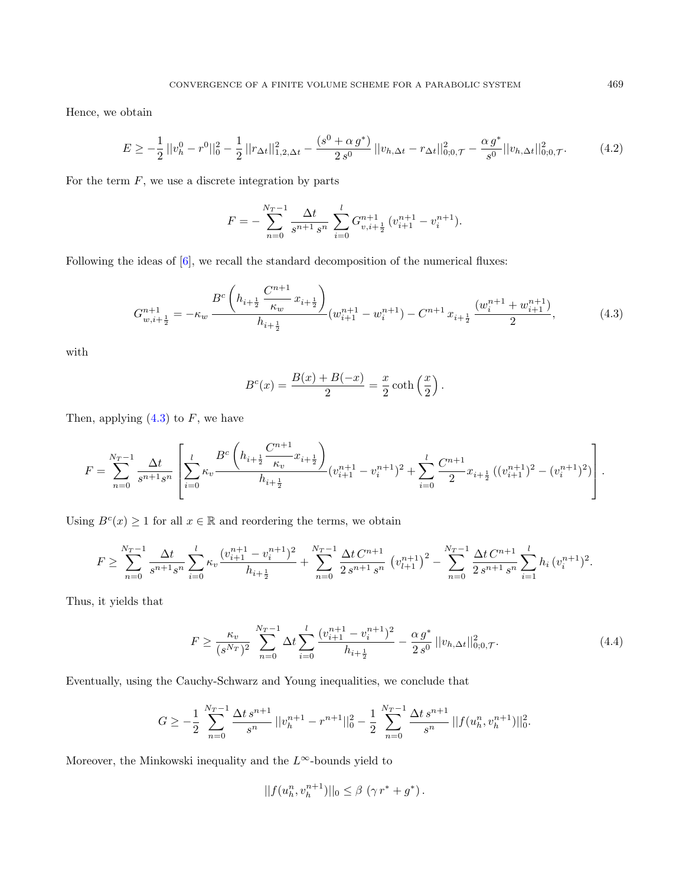Hence, we obtain

$$E \geq -\frac{1}{2}\,||v_h^0 - r^0||_0^2 - \frac{1}{2}\,||r_{\Delta t}||_{1,2,\Delta t}^2 - \frac{(s^0 + \alpha\, g^*)}{2\, s^0}\,||v_{h,\Delta t} - r_{\Delta t}||_{0;0,\mathcal{T}}^2 - \frac{\alpha\, g^*}{s^0}||v_{h,\Delta t}||_{0;0,\mathcal{T}}^2. \tag{4.2}$$

For the term $F$, we use a discrete integration by parts

$$F = -\sum_{n=0}^{N_T-1} \frac{\Delta t}{s^{n+1}\, s^n} \sum_{i=0}^{l} G_{v,i+\frac{1}{2}}^{n+1}\,(v_{i+1}^{n+1} - v_i^{n+1}).$$

Following the ideas of [6], we recall the standard decomposition of the numerical fluxes:

$$G_{w,i+\frac{1}{2}}^{n+1} = -\kappa_w\, \frac{B^c\left(h_{i+\frac{1}{2}}\,\dfrac{C^{n+1}}{\kappa_w}\,x_{i+\frac{1}{2}}\right)}{h_{i+\frac{1}{2}}}(w_{i+1}^{n+1} - w_i^{n+1}) - C^{n+1}\,x_{i+\frac{1}{2}}\,\frac{(w_i^{n+1} + w_{i+1}^{n+1})}{2}, \tag{4.3}$$

with

$$B^c(x) = \frac{B(x) + B(-x)}{2} = \frac{x}{2}\coth\left(\frac{x}{2}\right).$$

Then, applying (4.3) to $F$, we have

$$F = \sum_{n=0}^{N_T-1} \frac{\Delta t}{s^{n+1} s^n}\left[\sum_{i=0}^{l} \kappa_v \frac{B^c\left(h_{i+\frac{1}{2}}\,\dfrac{C^{n+1}}{\kappa_v} x_{i+\frac{1}{2}}\right)}{h_{i+\frac{1}{2}}}(v_{i+1}^{n+1} - v_i^{n+1})^2 + \sum_{i=0}^{l} \frac{C^{n+1}}{2} x_{i+\frac{1}{2}}\left((v_{i+1}^{n+1})^2 - (v_i^{n+1})^2\right)\right].$$

Using $B^c(x) \geq 1$ for all $x \in \mathbb{R}$ and reordering the terms, we obtain

$$F \geq \sum_{n=0}^{N_T-1} \frac{\Delta t}{s^{n+1} s^n} \sum_{i=0}^{l} \kappa_v \frac{(v_{i+1}^{n+1} - v_i^{n+1})^2}{h_{i+\frac{1}{2}}} + \sum_{n=0}^{N_T-1} \frac{\Delta t\, C^{n+1}}{2\, s^{n+1}\, s^n}\,\left(v_{l+1}^{n+1}\right)^2 - \sum_{n=0}^{N_T-1} \frac{\Delta t\, C^{n+1}}{2\, s^{n+1}\, s^n} \sum_{i=1}^{l} h_i\,(v_i^{n+1})^2.$$

Thus, it yields that

$$F \geq \frac{\kappa_v}{(s^{N_T})^2}\,\sum_{n=0}^{N_T-1} \Delta t \sum_{i=0}^{l} \frac{(v_{i+1}^{n+1} - v_i^{n+1})^2}{h_{i+\frac{1}{2}}} - \frac{\alpha\, g^*}{2\, s^0}\,||v_{h,\Delta t}||_{0;0,\mathcal{T}}^2. \tag{4.4}$$

Eventually, using the Cauchy-Schwarz and Young inequalities, we conclude that

$$G \geq -\frac{1}{2}\,\sum_{n=0}^{N_T-1} \frac{\Delta t\, s^{n+1}}{s^n}\,||v_h^{n+1} - r^{n+1}||_0^2 - \frac{1}{2}\,\sum_{n=0}^{N_T-1} \frac{\Delta t\, s^{n+1}}{s^n}\,||f(u_h^n, v_h^{n+1})||_0^2.$$

Moreover, the Minkowski inequality and the $L^\infty$-bounds yield to

$$||f(u_h^n, v_h^{n+1})||_0 \leq \beta\,\left(\gamma\, r^* + g^*\right).$$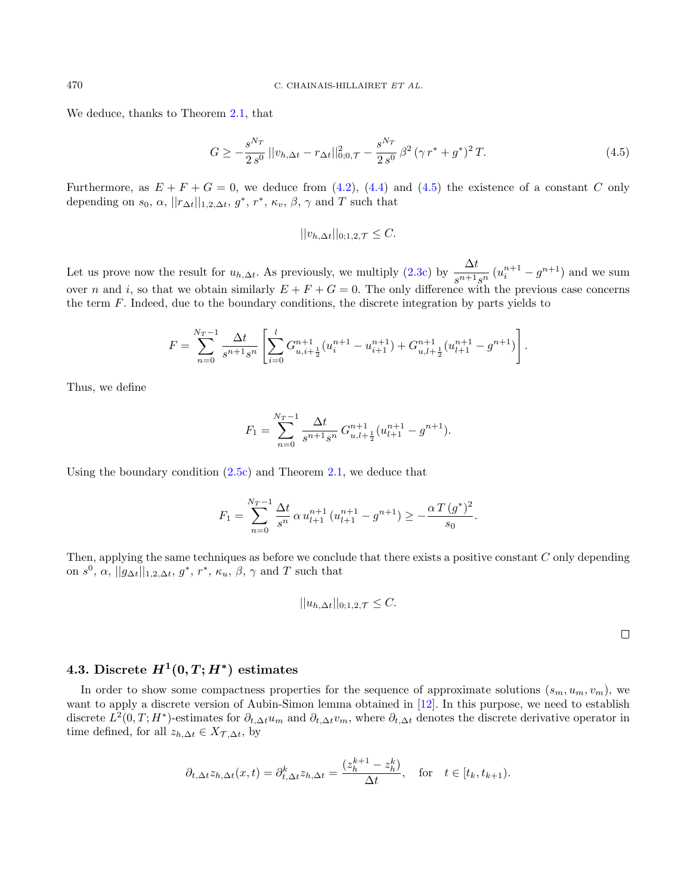We deduce, thanks to Theorem 2.1, that

$$G \geq -\frac{s^{N_T}}{2\, s^0}\, ||v_{h,\Delta t} - r_{\Delta t}||^2_{0;0,\mathcal{T}} - \frac{s^{N_T}}{2\, s^0}\, \beta^2\, (\gamma\, r^* + g^*)^2\, T. \tag{4.5}$$

Furthermore, as $E + F + G = 0$, we deduce from (4.2), (4.4) and (4.5) the existence of a constant $C$ only depending on $s_0$, $\alpha$, $||r_{\Delta t}||_{1,2,\Delta t}$, $g^*$, $r^*$, $\kappa_v$, $\beta$, $\gamma$ and $T$ such that

$$||v_{h,\Delta t}||_{0;1,2,\mathcal{T}} \leq C.$$

Let us prove now the result for $u_{h,\Delta t}$. As previously, we multiply (2.3c) by $\dfrac{\Delta t}{s^{n+1} s^n}\,(u_i^{n+1} - g^{n+1})$ and we sum over $n$ and $i$, so that we obtain similarly $E + F + G = 0$. The only difference with the previous case concerns the term $F$. Indeed, due to the boundary conditions, the discrete integration by parts yields to

$$F = \sum_{n=0}^{N_T-1} \frac{\Delta t}{s^{n+1} s^n} \left[ \sum_{i=0}^{l} G^{n+1}_{u,i+\frac{1}{2}} (u_i^{n+1} - u_{i+1}^{n+1}) + G^{n+1}_{u,l+\frac{1}{2}} (u_{l+1}^{n+1} - g^{n+1}) \right].$$

Thus, we define

$$F_1 = \sum_{n=0}^{N_T-1} \frac{\Delta t}{s^{n+1} s^n}\, G^{n+1}_{u,l+\frac{1}{2}} (u_{l+1}^{n+1} - g^{n+1}).$$

Using the boundary condition (2.5c) and Theorem 2.1, we deduce that

$$F_1 = \sum_{n=0}^{N_T-1} \frac{\Delta t}{s^n}\, \alpha\, u_{l+1}^{n+1}\, (u_{l+1}^{n+1} - g^{n+1}) \geq -\frac{\alpha\, T\, (g^*)^2}{s_0}.$$

Then, applying the same techniques as before we conclude that there exists a positive constant $C$ only depending on $s^0$, $\alpha$, $||g_{\Delta t}||_{1,2,\Delta t}$, $g^*$, $r^*$, $\kappa_u$, $\beta$, $\gamma$ and $T$ such that

$$||u_{h,\Delta t}||_{0;1,2,\mathcal{T}} \leq C.$$

□

### 4.3. Discrete $H^1(0,T;H^*)$ estimates

In order to show some compactness properties for the sequence of approximate solutions $(s_m, u_m, v_m)$, we want to apply a discrete version of Aubin-Simon lemma obtained in [12]. In this purpose, we need to establish discrete $L^2(0,T;H^*)$-estimates for $\partial_{t,\Delta t} u_m$ and $\partial_{t,\Delta t} v_m$, where $\partial_{t,\Delta t}$ denotes the discrete derivative operator in time defined, for all $z_{h,\Delta t} \in X_{\mathcal{T},\Delta t}$, by

$$\partial_{t,\Delta t} z_{h,\Delta t}(x,t) = \partial^k_{t,\Delta t} z_{h,\Delta t} = \frac{(z_h^{k+1} - z_h^k)}{\Delta t}, \quad \text{for} \quad t \in [t_k, t_{k+1}).$$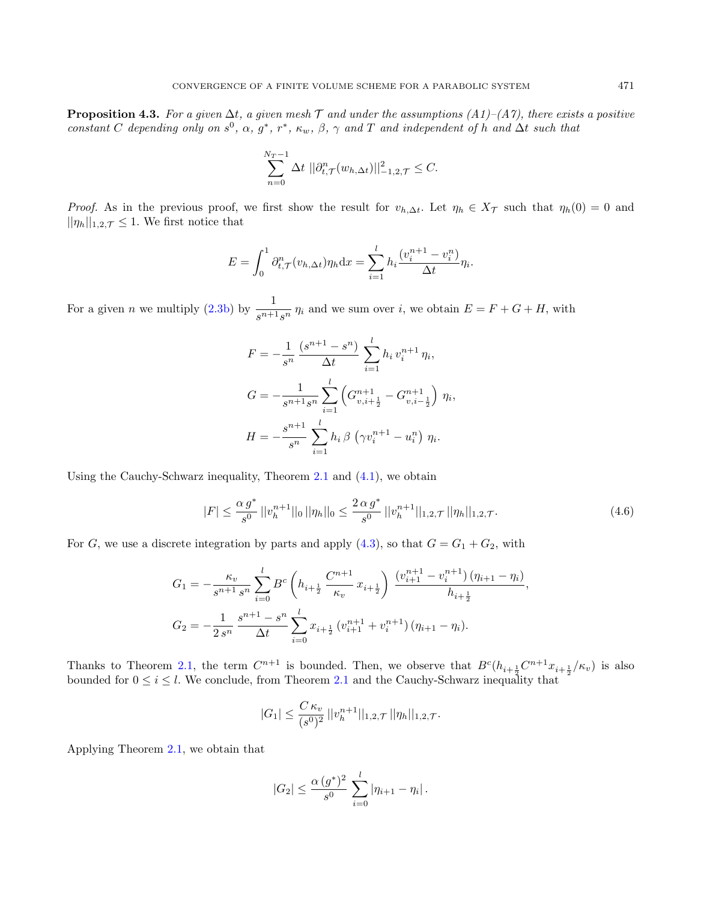**Proposition 4.3.** *For a given $\Delta t$, a given mesh $\mathcal{T}$ and under the assumptions (A1)–(A7), there exists a positive constant $C$ depending only on $s^0$, $\alpha$, $g^*$, $r^*$, $\kappa_w$, $\beta$, $\gamma$ and $T$ and independent of $h$ and $\Delta t$ such that*

$$\sum_{n=0}^{N_T-1} \Delta t \; ||\partial^n_{t,\mathcal{T}}(w_{h,\Delta t})||^2_{-1,2,\mathcal{T}} \leq C.$$

*Proof.* As in the previous proof, we first show the result for $v_{h,\Delta t}$. Let $\eta_h \in X_{\mathcal{T}}$ such that $\eta_h(0) = 0$ and $||\eta_h||_{1,2,\mathcal{T}} \leq 1$. We first notice that

$$E = \int_0^1 \partial^n_{t,\mathcal{T}}(v_{h,\Delta t})\eta_h \mathrm{d}x = \sum_{i=1}^{l} h_i \frac{(v_i^{n+1} - v_i^n)}{\Delta t}\eta_i.$$

For a given $n$ we multiply (2.3b) by $\dfrac{1}{s^{n+1}s^n}\,\eta_i$ and we sum over $i$, we obtain $E = F + G + H$, with

$$F = -\frac{1}{s^n}\,\frac{(s^{n+1} - s^n)}{\Delta t}\sum_{i=1}^{l} h_i\, v_i^{n+1}\,\eta_i,$$

$$G = -\frac{1}{s^{n+1}s^n}\sum_{i=1}^{l}\left(G^{n+1}_{v,i+\frac{1}{2}} - G^{n+1}_{v,i-\frac{1}{2}}\right)\,\eta_i,$$

$$H = -\frac{s^{n+1}}{s^n}\,\sum_{i=1}^{l} h_i\,\beta\,\left(\gamma v_i^{n+1} - u_i^n\right)\,\eta_i.$$

Using the Cauchy-Schwarz inequality, Theorem 2.1 and (4.1), we obtain

$$|F| \leq \frac{\alpha\, g^*}{s^0}\,||v_h^{n+1}||_0\,||\eta_h||_0 \leq \frac{2\,\alpha\, g^*}{s^0}\,||v_h^{n+1}||_{1,2,\mathcal{T}}\,||\eta_h||_{1,2,\mathcal{T}}. \tag{4.6}$$

For $G$, we use a discrete integration by parts and apply (4.3), so that $G = G_1 + G_2$, with

$$G_1 = -\frac{\kappa_v}{s^{n+1}\,s^n}\sum_{i=0}^{l} B^c\left(h_{i+\frac{1}{2}}\,\frac{C^{n+1}}{\kappa_v}\,x_{i+\frac{1}{2}}\right)\,\frac{(v_{i+1}^{n+1} - v_i^{n+1})\,(\eta_{i+1} - \eta_i)}{h_{i+\frac{1}{2}}},$$

$$G_2 = -\frac{1}{2\,s^n}\,\frac{s^{n+1} - s^n}{\Delta t}\sum_{i=0}^{l} x_{i+\frac{1}{2}}\,(v_{i+1}^{n+1} + v_i^{n+1})\,(\eta_{i+1} - \eta_i).$$

Thanks to Theorem 2.1, the term $C^{n+1}$ is bounded. Then, we observe that $B^c(h_{i+\frac{1}{2}}C^{n+1}x_{i+\frac{1}{2}}/\kappa_v)$ is also bounded for $0 \leq i \leq l$. We conclude, from Theorem 2.1 and the Cauchy-Schwarz inequality that

$$|G_1| \leq \frac{C\,\kappa_v}{(s^0)^2}\,||v_h^{n+1}||_{1,2,\mathcal{T}}\,||\eta_h||_{1,2,\mathcal{T}}.$$

Applying Theorem 2.1, we obtain that

$$|G_2| \leq \frac{\alpha\,(g^*)^2}{s^0}\,\sum_{i=0}^{l}|\eta_{i+1} - \eta_i|\,.$$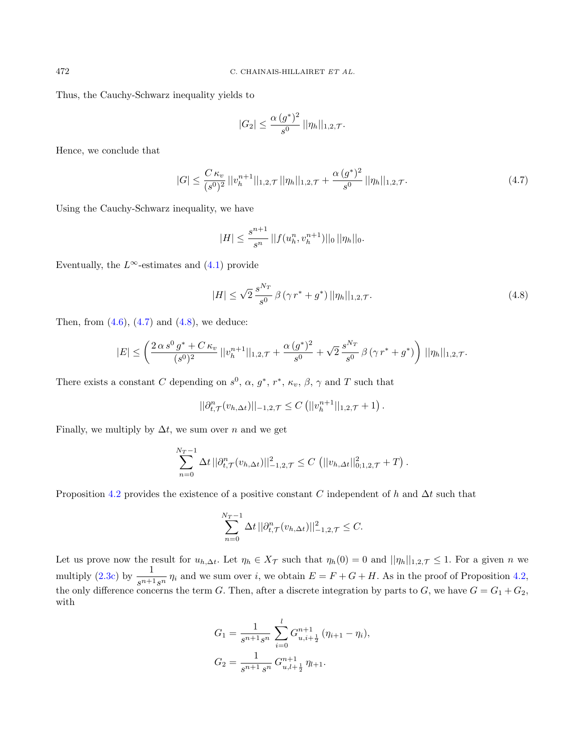Thus, the Cauchy-Schwarz inequality yields to

$$|G_2| \le \frac{\alpha\,(g^*)^2}{s^0}\,||\eta_h||_{1,2,\mathcal{T}}.$$

Hence, we conclude that

$$|G| \le \frac{C\,\kappa_v}{(s^0)^2}\,||v_h^{n+1}||_{1,2,\mathcal{T}}\,||\eta_h||_{1,2,\mathcal{T}} + \frac{\alpha\,(g^*)^2}{s^0}\,||\eta_h||_{1,2,\mathcal{T}}. \tag{4.7}$$

Using the Cauchy-Schwarz inequality, we have

$$|H| \le \frac{s^{n+1}}{s^n}\,||f(u_h^n, v_h^{n+1})||_0\,||\eta_h||_0.$$

Eventually, the $L^\infty$-estimates and (4.1) provide

$$|H| \le \sqrt{2}\,\frac{s^{N_T}}{s^0}\,\beta\,(\gamma\,r^* + g^*)\,||\eta_h||_{1,2,\mathcal{T}}. \tag{4.8}$$

Then, from (4.6), (4.7) and (4.8), we deduce:

$$|E| \le \left(\frac{2\,\alpha\,s^0\,g^* + C\,\kappa_v}{(s^0)^2}\,||v_h^{n+1}||_{1,2,\mathcal{T}} + \frac{\alpha\,(g^*)^2}{s^0} + \sqrt{2}\,\frac{s^{N_T}}{s^0}\,\beta\,(\gamma\,r^* + g^*)\right)\,||\eta_h||_{1,2,\mathcal{T}}.$$

There exists a constant $C$ depending on $s^0$, $\alpha$, $g^*$, $r^*$, $\kappa_v$, $\beta$, $\gamma$ and $T$ such that

$$||\partial^n_{t,\mathcal{T}}(v_{h,\Delta t})||_{-1,2,\mathcal{T}} \le C\left(||v_h^{n+1}||_{1,2,\mathcal{T}} + 1\right).$$

Finally, we multiply by $\Delta t$, we sum over $n$ and we get

$$\sum_{n=0}^{N_T-1} \Delta t\,||\partial^n_{t,\mathcal{T}}(v_{h,\Delta t})||^2_{-1,2,\mathcal{T}} \le C\,\left(||v_{h,\Delta t}||^2_{0;1,2,\mathcal{T}} + T\right).$$

Proposition 4.2 provides the existence of a positive constant $C$ independent of $h$ and $\Delta t$ such that

$$\sum_{n=0}^{N_T-1} \Delta t\,||\partial^n_{t,\mathcal{T}}(v_{h,\Delta t})||^2_{-1,2,\mathcal{T}} \le C.$$

Let us prove now the result for $u_{h,\Delta t}$. Let $\eta_h \in X_\mathcal{T}$ such that $\eta_h(0) = 0$ and $||\eta_h||_{1,2,\mathcal{T}} \le 1$. For a given $n$ we multiply (2.3c) by $\dfrac{1}{s^{n+1}s^n}\,\eta_i$ and we sum over $i$, we obtain $E = F + G + H$. As in the proof of Proposition 4.2, the only difference concerns the term $G$. Then, after a discrete integration by parts to $G$, we have $G = G_1 + G_2$, with

$$G_1 = \frac{1}{s^{n+1}s^n}\sum_{i=0}^{l} G^{n+1}_{u,i+\frac{1}{2}}\,(\eta_{i+1} - \eta_i),$$

$$G_2 = \frac{1}{s^{n+1}\,s^n}\,G^{n+1}_{u,l+\frac{1}{2}}\,\eta_{l+1}.$$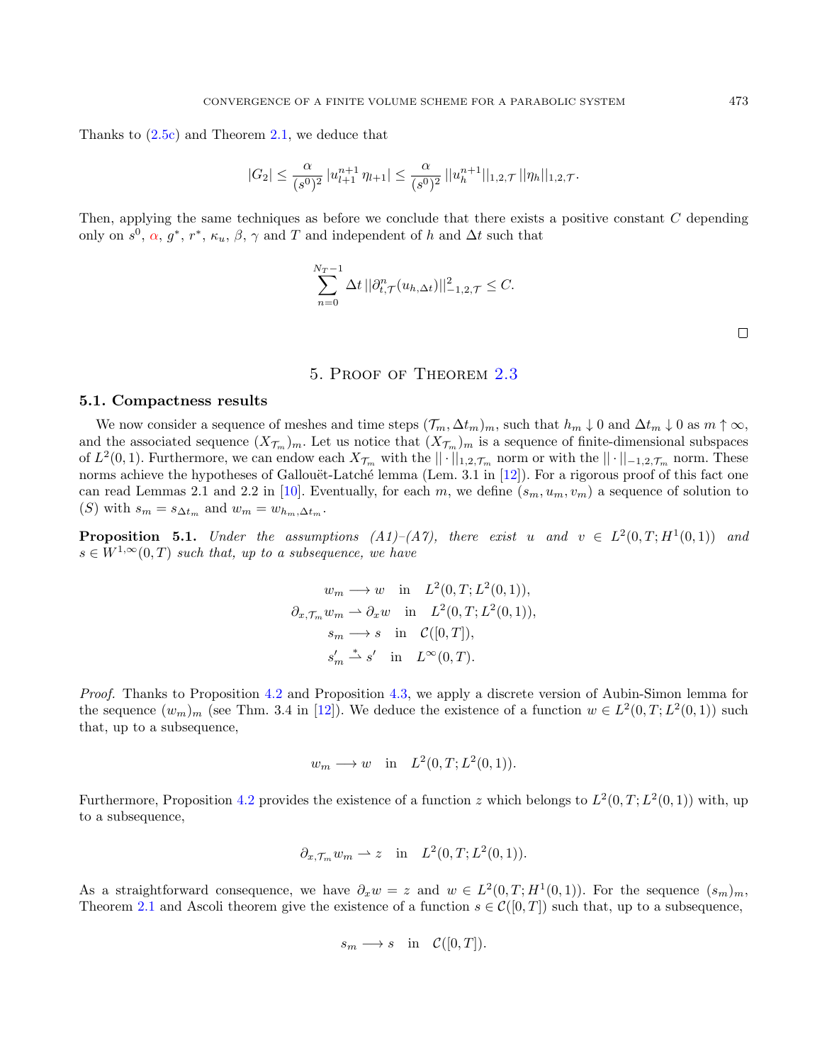Thanks to (2.5c) and Theorem 2.1, we deduce that

$$|G_2| \leq \frac{\alpha}{(s^0)^2}\, |u_{l+1}^{n+1}\, \eta_{l+1}| \leq \frac{\alpha}{(s^0)^2}\, ||u_h^{n+1}||_{1,2,\mathcal{T}}\, ||\eta_h||_{1,2,\mathcal{T}}.$$

Then, applying the same techniques as before we conclude that there exists a positive constant $C$ depending only on $s^0$, $\alpha$, $g^*$, $r^*$, $\kappa_u$, $\beta$, $\gamma$ and $T$ and independent of $h$ and $\Delta t$ such that

$$\sum_{n=0}^{N_T-1} \Delta t\, ||\partial_{t,\mathcal{T}}^n(u_{h,\Delta t})||_{-1,2,\mathcal{T}}^2 \leq C.$$

□

## 5. Proof of Theorem 2.3

### 5.1. Compactness results

We now consider a sequence of meshes and time steps $(\mathcal{T}_m, \Delta t_m)_m$, such that $h_m \downarrow 0$ and $\Delta t_m \downarrow 0$ as $m \uparrow \infty$, and the associated sequence $(X_{\mathcal{T}_m})_m$. Let us notice that $(X_{\mathcal{T}_m})_m$ is a sequence of finite-dimensional subspaces of $L^2(0,1)$. Furthermore, we can endow each $X_{\mathcal{T}_m}$ with the $||\cdot||_{1,2,\mathcal{T}_m}$ norm or with the $||\cdot||_{-1,2,\mathcal{T}_m}$ norm. These norms achieve the hypotheses of Gallouët-Latché lemma (Lem. 3.1 in [12]). For a rigorous proof of this fact one can read Lemmas 2.1 and 2.2 in [10]. Eventually, for each $m$, we define $(s_m, u_m, v_m)$ a sequence of solution to $(S)$ with $s_m = s_{\Delta t_m}$ and $w_m = w_{h_m,\Delta t_m}$.

**Proposition 5.1.** *Under the assumptions (A1)–(A7), there exist $u$ and $v \in L^2(0,T;H^1(0,1))$ and $s \in W^{1,\infty}(0,T)$ such that, up to a subsequence, we have*

$$\begin{aligned}
w_m &\longrightarrow w \quad \text{in} \quad L^2(0,T;L^2(0,1)),\\
\partial_{x,\mathcal{T}_m} w_m &\rightharpoonup \partial_x w \quad \text{in} \quad L^2(0,T;L^2(0,1)),\\
s_m &\longrightarrow s \quad \text{in} \quad \mathcal{C}([0,T]),\\
s_m' &\overset{*}{\rightharpoonup} s' \quad \text{in} \quad L^\infty(0,T).
\end{aligned}$$

*Proof.* Thanks to Proposition 4.2 and Proposition 4.3, we apply a discrete version of Aubin-Simon lemma for the sequence $(w_m)_m$ (see Thm. 3.4 in [12]). We deduce the existence of a function $w \in L^2(0,T;L^2(0,1))$ such that, up to a subsequence,

$$w_m \longrightarrow w \quad \text{in} \quad L^2(0,T;L^2(0,1)).$$

Furthermore, Proposition 4.2 provides the existence of a function $z$ which belongs to $L^2(0,T;L^2(0,1))$ with, up to a subsequence,

$$\partial_{x,\mathcal{T}_m} w_m \rightharpoonup z \quad \text{in} \quad L^2(0,T;L^2(0,1)).$$

As a straightforward consequence, we have $\partial_x w = z$ and $w \in L^2(0,T;H^1(0,1))$. For the sequence $(s_m)_m$, Theorem 2.1 and Ascoli theorem give the existence of a function $s \in \mathcal{C}([0,T])$ such that, up to a subsequence,

$$s_m \longrightarrow s \quad \text{in} \quad \mathcal{C}([0,T]).$$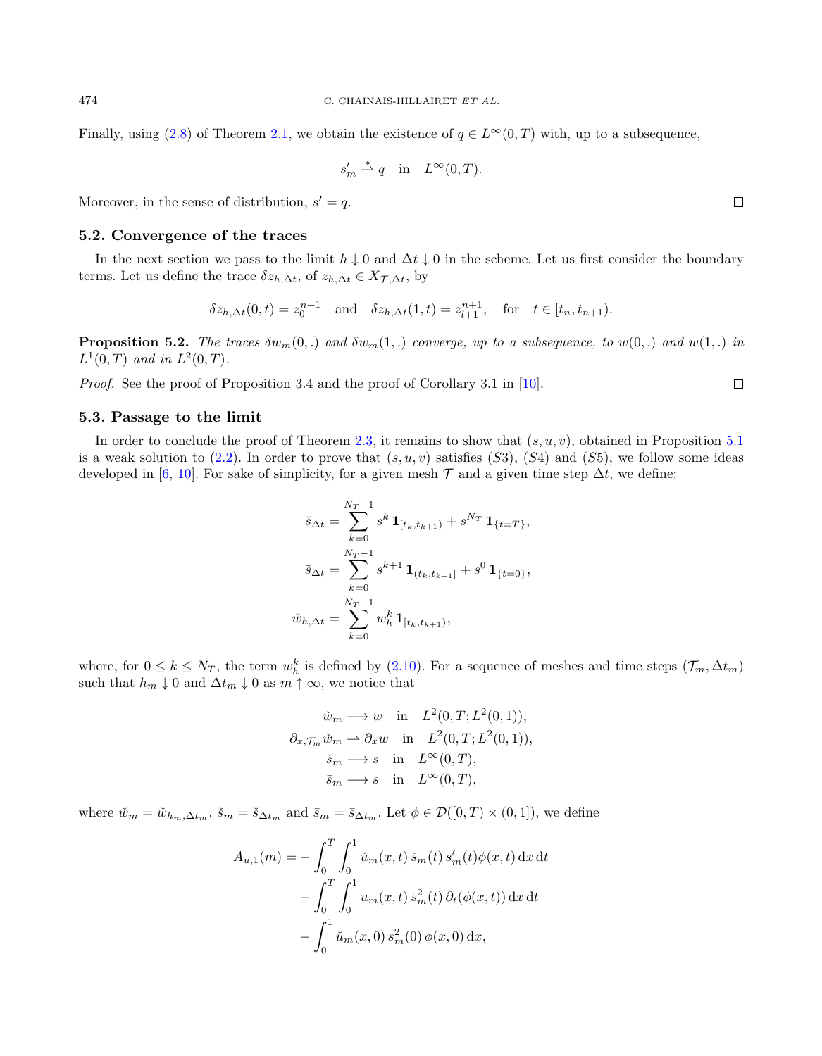Finally, using (2.8) of Theorem 2.1, we obtain the existence of $q \in L^\infty(0,T)$ with, up to a subsequence,

$$s'_m \overset{*}{\rightharpoonup} q \quad \text{in} \quad L^\infty(0,T).$$

Moreover, in the sense of distribution, $s' = q$. ☐

### 5.2. Convergence of the traces

In the next section we pass to the limit $h \downarrow 0$ and $\Delta t \downarrow 0$ in the scheme. Let us first consider the boundary terms. Let us define the trace $\delta z_{h,\Delta t}$, of $z_{h,\Delta t} \in X_{\mathcal{T},\Delta t}$, by

$$\delta z_{h,\Delta t}(0,t) = z_0^{n+1} \quad \text{and} \quad \delta z_{h,\Delta t}(1,t) = z_{l+1}^{n+1}, \quad \text{for} \quad t \in [t_n, t_{n+1}).$$

**Proposition 5.2.** *The traces $\delta w_m(0,.)$ and $\delta w_m(1,.)$ converge, up to a subsequence, to $w(0,.)$ and $w(1,.)$ in $L^1(0,T)$ and in $L^2(0,T)$.*

*Proof.* See the proof of Proposition 3.4 and the proof of Corollary 3.1 in [10]. ☐

### 5.3. Passage to the limit

In order to conclude the proof of Theorem 2.3, it remains to show that $(s,u,v)$, obtained in Proposition 5.1 is a weak solution to (2.2). In order to prove that $(s,u,v)$ satisfies $(S3)$, $(S4)$ and $(S5)$, we follow some ideas developed in [6, 10]. For sake of simplicity, for a given mesh $\mathcal{T}$ and a given time step $\Delta t$, we define:

$$\check{s}_{\Delta t} = \sum_{k=0}^{N_T-1} s^k \, \mathbf{1}_{[t_k,t_{k+1})} + s^{N_T} \, \mathbf{1}_{\{t=T\}},$$

$$\bar{s}_{\Delta t} = \sum_{k=0}^{N_T-1} s^{k+1} \, \mathbf{1}_{(t_k,t_{k+1}]} + s^0 \, \mathbf{1}_{\{t=0\}},$$

$$\check{w}_{h,\Delta t} = \sum_{k=0}^{N_T-1} w_h^k \, \mathbf{1}_{[t_k,t_{k+1})},$$

where, for $0 \le k \le N_T$, the term $w_h^k$ is defined by (2.10). For a sequence of meshes and time steps $(\mathcal{T}_m, \Delta t_m)$ such that $h_m \downarrow 0$ and $\Delta t_m \downarrow 0$ as $m \uparrow \infty$, we notice that

$$\begin{aligned}
\check{w}_m &\longrightarrow w \quad \text{in} \quad L^2(0,T;L^2(0,1)),\\
\partial_{x,\mathcal{T}_m} \check{w}_m &\rightharpoonup \partial_x w \quad \text{in} \quad L^2(0,T;L^2(0,1)),\\
\check{s}_m &\longrightarrow s \quad \text{in} \quad L^\infty(0,T),\\
\bar{s}_m &\longrightarrow s \quad \text{in} \quad L^\infty(0,T),
\end{aligned}$$

where $\check{w}_m = \check{w}_{h_m,\Delta t_m}$, $\check{s}_m = \check{s}_{\Delta t_m}$ and $\bar{s}_m = \bar{s}_{\Delta t_m}$. Let $\phi \in \mathcal{D}([0,T) \times (0,1])$, we define

$$\begin{aligned}
A_{u,1}(m) = &- \int_0^T \int_0^1 \check{u}_m(x,t)\, \check{s}_m(t)\, s'_m(t) \phi(x,t) \, \mathrm{d}x \, \mathrm{d}t\\
&- \int_0^T \int_0^1 u_m(x,t)\, \bar{s}_m^2(t)\, \partial_t(\phi(x,t)) \, \mathrm{d}x \, \mathrm{d}t\\
&- \int_0^1 \check{u}_m(x,0)\, s_m^2(0)\, \phi(x,0) \, \mathrm{d}x,
\end{aligned}$$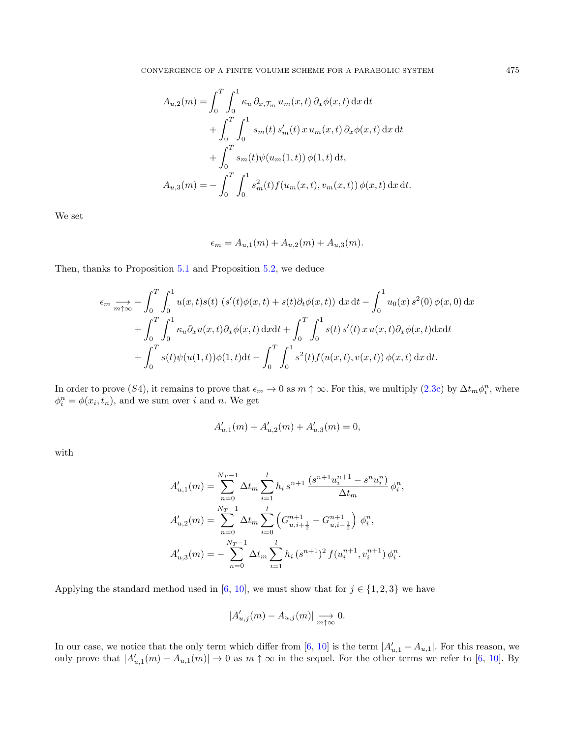$$
\begin{aligned}
A_{u,2}(m) =& \int_0^T \int_0^1 \kappa_u \, \partial_{x,\mathcal{T}_m} \, u_m(x,t) \, \partial_x \phi(x,t) \, \mathrm{d}x \, \mathrm{d}t \\
&+ \int_0^T \int_0^1 s_m(t) \, s_m'(t) \, x \, u_m(x,t) \, \partial_x \phi(x,t) \, \mathrm{d}x \, \mathrm{d}t \\
&+ \int_0^T s_m(t) \psi(u_m(1,t)) \, \phi(1,t) \, \mathrm{d}t, \\
A_{u,3}(m) =& -\int_0^T \int_0^1 s_m^2(t) f(u_m(x,t), v_m(x,t)) \, \phi(x,t) \, \mathrm{d}x \, \mathrm{d}t.
\end{aligned}
$$

We set

$$
\epsilon_m = A_{u,1}(m) + A_{u,2}(m) + A_{u,3}(m).
$$

Then, thanks to Proposition 5.1 and Proposition 5.2, we deduce

$$
\begin{aligned}
\epsilon_m \underset{m\uparrow\infty}{\longrightarrow} & -\int_0^T \int_0^1 u(x,t) s(t) \, \left(s'(t)\phi(x,t) + s(t)\partial_t \phi(x,t)\right) \, \mathrm{d}x \, \mathrm{d}t - \int_0^1 u_0(x) \, s^2(0) \, \phi(x,0) \, \mathrm{d}x \\
&+ \int_0^T \int_0^1 \kappa_u \partial_x u(x,t) \partial_x \phi(x,t) \, \mathrm{d}x\mathrm{d}t + \int_0^T \int_0^1 s(t) \, s'(t) \, x \, u(x,t) \partial_x \phi(x,t) \mathrm{d}x\mathrm{d}t \\
&+ \int_0^T s(t) \psi(u(1,t)) \phi(1,t) \mathrm{d}t - \int_0^T \int_0^1 s^2(t) f(u(x,t), v(x,t)) \, \phi(x,t) \, \mathrm{d}x \, \mathrm{d}t.
\end{aligned}
$$

In order to prove $(S4)$, it remains to prove that $\epsilon_m \to 0$ as $m \uparrow \infty$. For this, we multiply (2.3c) by $\Delta t_m \phi_i^n$, where $\phi_i^n = \phi(x_i, t_n)$, and we sum over $i$ and $n$. We get

$$
A'_{u,1}(m) + A'_{u,2}(m) + A'_{u,3}(m) = 0,
$$

with

$$
\begin{aligned}
A'_{u,1}(m) &= \sum_{n=0}^{N_T - 1} \Delta t_m \sum_{i=1}^{l} h_i \, s^{n+1} \, \frac{(s^{n+1} u_i^{n+1} - s^n u_i^n)}{\Delta t_m} \, \phi_i^n, \\
A'_{u,2}(m) &= \sum_{n=0}^{N_T - 1} \Delta t_m \sum_{i=0}^{l} \left( G_{u,i+\frac{1}{2}}^{n+1} - G_{u,i-\frac{1}{2}}^{n+1} \right) \, \phi_i^n, \\
A'_{u,3}(m) &= -\sum_{n=0}^{N_T - 1} \Delta t_m \sum_{i=1}^{l} h_i \, (s^{n+1})^2 \, f(u_i^{n+1}, v_i^{n+1}) \, \phi_i^n.
\end{aligned}
$$

Applying the standard method used in [6, 10], we must show that for $j \in \{1, 2, 3\}$ we have

$$
|A'_{u,j}(m) - A_{u,j}(m)| \underset{m\uparrow\infty}{\longrightarrow} 0.
$$

In our case, we notice that the only term which differ from [6, 10] is the term $|A'_{u,1} - A_{u,1}|$. For this reason, we only prove that $|A'_{u,1}(m) - A_{u,1}(m)| \to 0$ as $m \uparrow \infty$ in the sequel. For the other terms we refer to [6, 10]. By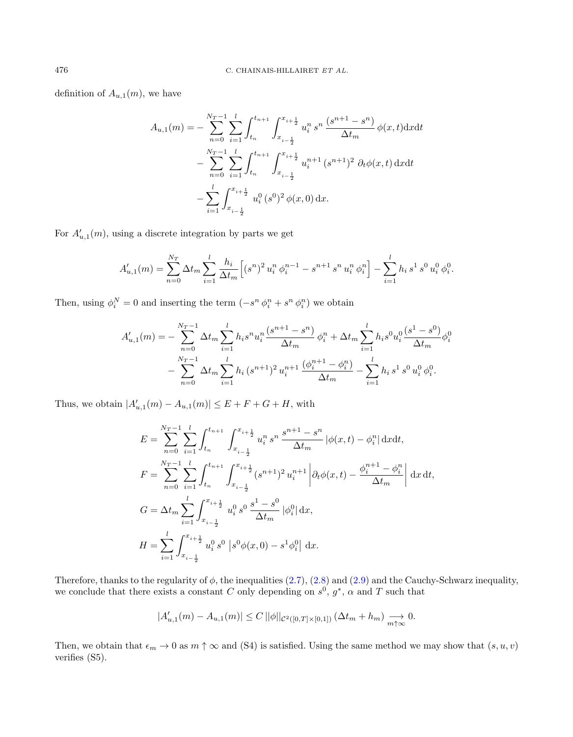definition of $A_{u,1}(m)$, we have

$$A_{u,1}(m) = -\sum_{n=0}^{N_T-1}\sum_{i=1}^{l}\int_{t_n}^{t_{n+1}}\int_{x_{i-\frac{1}{2}}}^{x_{i+\frac{1}{2}}} u_i^n\, s^n\, \frac{(s^{n+1}-s^n)}{\Delta t_m}\,\phi(x,t)\mathrm{d}x\mathrm{d}t$$
$$-\sum_{n=0}^{N_T-1}\sum_{i=1}^{l}\int_{t_n}^{t_{n+1}}\int_{x_{i-\frac{1}{2}}}^{x_{i+\frac{1}{2}}} u_i^{n+1}\,(s^{n+1})^2\;\partial_t\phi(x,t)\,\mathrm{d}x\mathrm{d}t$$
$$-\sum_{i=1}^{l}\int_{x_{i-\frac{1}{2}}}^{x_{i+\frac{1}{2}}} u_i^0\,(s^0)^2\,\phi(x,0)\,\mathrm{d}x.$$

For $A'_{u,1}(m)$, using a discrete integration by parts we get

$$A'_{u,1}(m) = \sum_{n=0}^{N_T}\Delta t_m\sum_{i=1}^{l}\frac{h_i}{\Delta t_m}\Big[(s^n)^2\,u_i^n\,\phi_i^{n-1} - s^{n+1}\,s^n\,u_i^n\,\phi_i^n\Big] - \sum_{i=1}^{l} h_i\, s^1\, s^0\, u_i^0\,\phi_i^0.$$

Then, using $\phi_i^N = 0$ and inserting the term $(-s^n\,\phi_i^n + s^n\,\phi_i^n)$ we obtain

$$A'_{u,1}(m) = -\sum_{n=0}^{N_T-1}\Delta t_m\sum_{i=1}^{l} h_i s^n u_i^n \frac{(s^{n+1}-s^n)}{\Delta t_m}\,\phi_i^n + \Delta t_m\sum_{i=1}^{l} h_i s^0 u_i^0 \frac{(s^1-s^0)}{\Delta t_m}\phi_i^0$$
$$-\sum_{n=0}^{N_T-1}\Delta t_m\sum_{i=1}^{l} h_i\,(s^{n+1})^2\,u_i^{n+1}\,\frac{(\phi_i^{n+1}-\phi_i^n)}{\Delta t_m} - \sum_{i=1}^{l} h_i\, s^1\, s^0\, u_i^0\,\phi_i^0.$$

Thus, we obtain $|A'_{u,1}(m) - A_{u,1}(m)| \le E + F + G + H$, with

$$E = \sum_{n=0}^{N_T-1}\sum_{i=1}^{l}\int_{t_n}^{t_{n+1}}\int_{x_{i-\frac{1}{2}}}^{x_{i+\frac{1}{2}}} u_i^n\, s^n\,\frac{s^{n+1}-s^n}{\Delta t_m}\,|\phi(x,t)-\phi_i^n|\,\mathrm{d}x\mathrm{d}t,$$

$$F = \sum_{n=0}^{N_T-1}\sum_{i=1}^{l}\int_{t_n}^{t_{n+1}}\int_{x_{i-\frac{1}{2}}}^{x_{i+\frac{1}{2}}} (s^{n+1})^2\,u_i^{n+1}\left|\partial_t\phi(x,t) - \frac{\phi_i^{n+1}-\phi_i^n}{\Delta t_m}\right|\,\mathrm{d}x\,\mathrm{d}t,$$

$$G = \Delta t_m\sum_{i=1}^{l}\int_{x_{i-\frac{1}{2}}}^{x_{i+\frac{1}{2}}} u_i^0\, s^0\,\frac{s^1-s^0}{\Delta t_m}\,|\phi_i^0|\,\mathrm{d}x,$$

$$H = \sum_{i=1}^{l}\int_{x_{i-\frac{1}{2}}}^{x_{i+\frac{1}{2}}} u_i^0\, s^0\,\left|s^0\phi(x,0) - s^1\phi_i^0\right|\,\mathrm{d}x.$$

Therefore, thanks to the regularity of $\phi$, the inequalities (2.7), (2.8) and (2.9) and the Cauchy-Schwarz inequality, we conclude that there exists a constant $C$ only depending on $s^0$, $g^*$, $\alpha$ and $T$ such that

$$|A'_{u,1}(m) - A_{u,1}(m)| \le C\,||\phi||_{\mathcal{C}^2([0,T]\times[0,1])}\,(\Delta t_m + h_m) \underset{m\uparrow\infty}{\longrightarrow} 0.$$

Then, we obtain that $\epsilon_m \to 0$ as $m\uparrow\infty$ and (S4) is satisfied. Using the same method we may show that $(s,u,v)$ verifies (S5).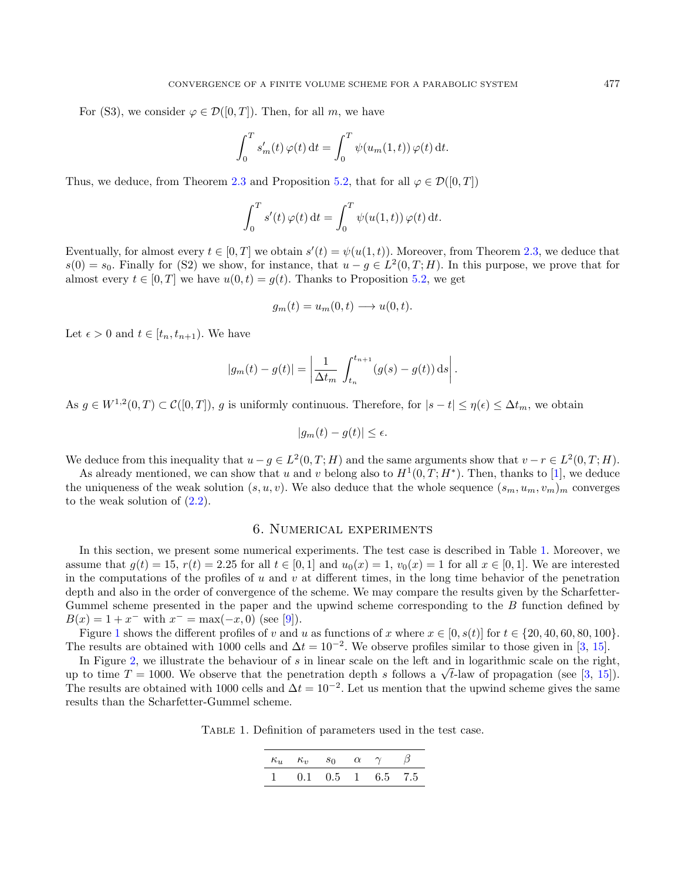For (S3), we consider $\varphi \in \mathcal{D}([0,T])$. Then, for all $m$, we have

$$\int_0^T s_m'(t)\,\varphi(t)\,\mathrm{d}t = \int_0^T \psi(u_m(1,t))\,\varphi(t)\,\mathrm{d}t.$$

Thus, we deduce, from Theorem 2.3 and Proposition 5.2, that for all $\varphi \in \mathcal{D}([0,T])$

$$\int_0^T s'(t)\,\varphi(t)\,\mathrm{d}t = \int_0^T \psi(u(1,t))\,\varphi(t)\,\mathrm{d}t.$$

Eventually, for almost every $t \in [0,T]$ we obtain $s'(t) = \psi(u(1,t))$. Moreover, from Theorem 2.3, we deduce that $s(0) = s_0$. Finally for (S2) we show, for instance, that $u - g \in L^2(0,T;H)$. In this purpose, we prove that for almost every $t \in [0,T]$ we have $u(0,t) = g(t)$. Thanks to Proposition 5.2, we get

$$g_m(t) = u_m(0,t) \longrightarrow u(0,t).$$

Let $\epsilon > 0$ and $t \in [t_n, t_{n+1})$. We have

$$|g_m(t) - g(t)| = \left| \frac{1}{\Delta t_m} \int_{t_n}^{t_{n+1}} (g(s) - g(t))\,\mathrm{d}s \right|.$$

As $g \in W^{1,2}(0,T) \subset \mathcal{C}([0,T])$, $g$ is uniformly continuous. Therefore, for $|s-t| \le \eta(\epsilon) \le \Delta t_m$, we obtain

$$|g_m(t) - g(t)| \le \epsilon.$$

We deduce from this inequality that $u - g \in L^2(0,T;H)$ and the same arguments show that $v - r \in L^2(0,T;H)$.

As already mentioned, we can show that $u$ and $v$ belong also to $H^1(0,T;H^*)$. Then, thanks to [1], we deduce the uniqueness of the weak solution $(s,u,v)$. We also deduce that the whole sequence $(s_m, u_m, v_m)_m$ converges to the weak solution of (2.2).

## 6. Numerical experiments

In this section, we present some numerical experiments. The test case is described in Table 1. Moreover, we assume that $g(t) = 15$, $r(t) = 2.25$ for all $t \in [0,1]$ and $u_0(x) = 1$, $v_0(x) = 1$ for all $x \in [0,1]$. We are interested in the computations of the profiles of $u$ and $v$ at different times, in the long time behavior of the penetration depth and also in the order of convergence of the scheme. We may compare the results given by the Scharfetter-Gummel scheme presented in the paper and the upwind scheme corresponding to the $B$ function defined by $B(x) = 1 + x^-$ with $x^- = \max(-x, 0)$ (see [9]).

Figure 1 shows the different profiles of $v$ and $u$ as functions of $x$ where $x \in [0, s(t)]$ for $t \in \{20, 40, 60, 80, 100\}$. The results are obtained with 1000 cells and $\Delta t = 10^{-2}$. We observe profiles similar to those given in [3, 15].

In Figure 2, we illustrate the behaviour of $s$ in linear scale on the left and in logarithmic scale on the right, up to time $T = 1000$. We observe that the penetration depth $s$ follows a $\sqrt{t}$-law of propagation (see [3, 15]). The results are obtained with 1000 cells and $\Delta t = 10^{-2}$. Let us mention that the upwind scheme gives the same results than the Scharfetter-Gummel scheme.

Table 1. Definition of parameters used in the test case.

| $\kappa_u$ | $\kappa_v$ | $s_0$ | $\alpha$ | $\gamma$ | $\beta$ |
|---|---|---|---|---|---|
| 1 | 0.1 | 0.5 | 1 | 6.5 | 7.5 |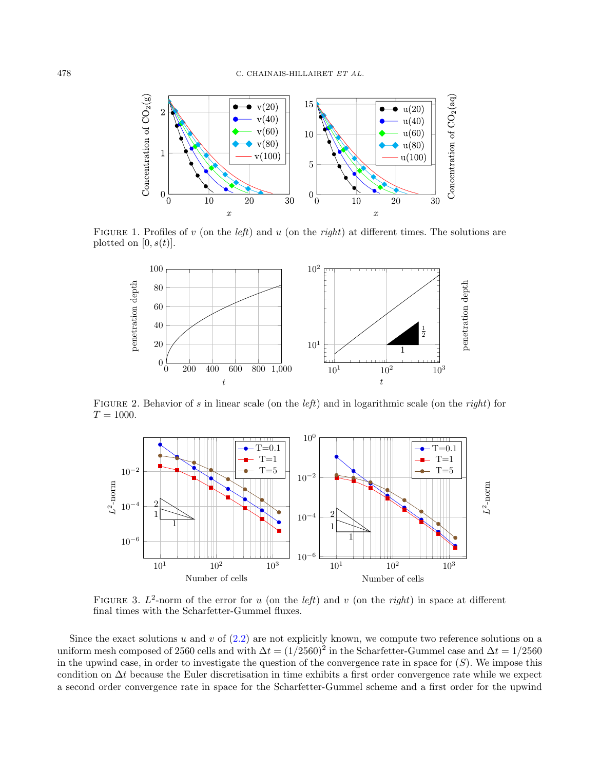FIGURE 1. Profiles of $v$ (on the *left*) and $u$ (on the *right*) at different times. The solutions are plotted on $[0, s(t)]$.

FIGURE 2. Behavior of $s$ in linear scale (on the *left*) and in logarithmic scale (on the *right*) for $T = 1000$.

FIGURE 3. $L^2$-norm of the error for $u$ (on the *left*) and $v$ (on the *right*) in space at different final times with the Scharfetter-Gummel fluxes.

Since the exact solutions $u$ and $v$ of (2.2) are not explicitly known, we compute two reference solutions on a uniform mesh composed of 2560 cells and with $\Delta t = (1/2560)^2$ in the Scharfetter-Gummel case and $\Delta t = 1/2560$ in the upwind case, in order to investigate the question of the convergence rate in space for $(S)$. We impose this condition on $\Delta t$ because the Euler discretisation in time exhibits a first order convergence rate while we expect a second order convergence rate in space for the Scharfetter-Gummel scheme and a first order for the upwind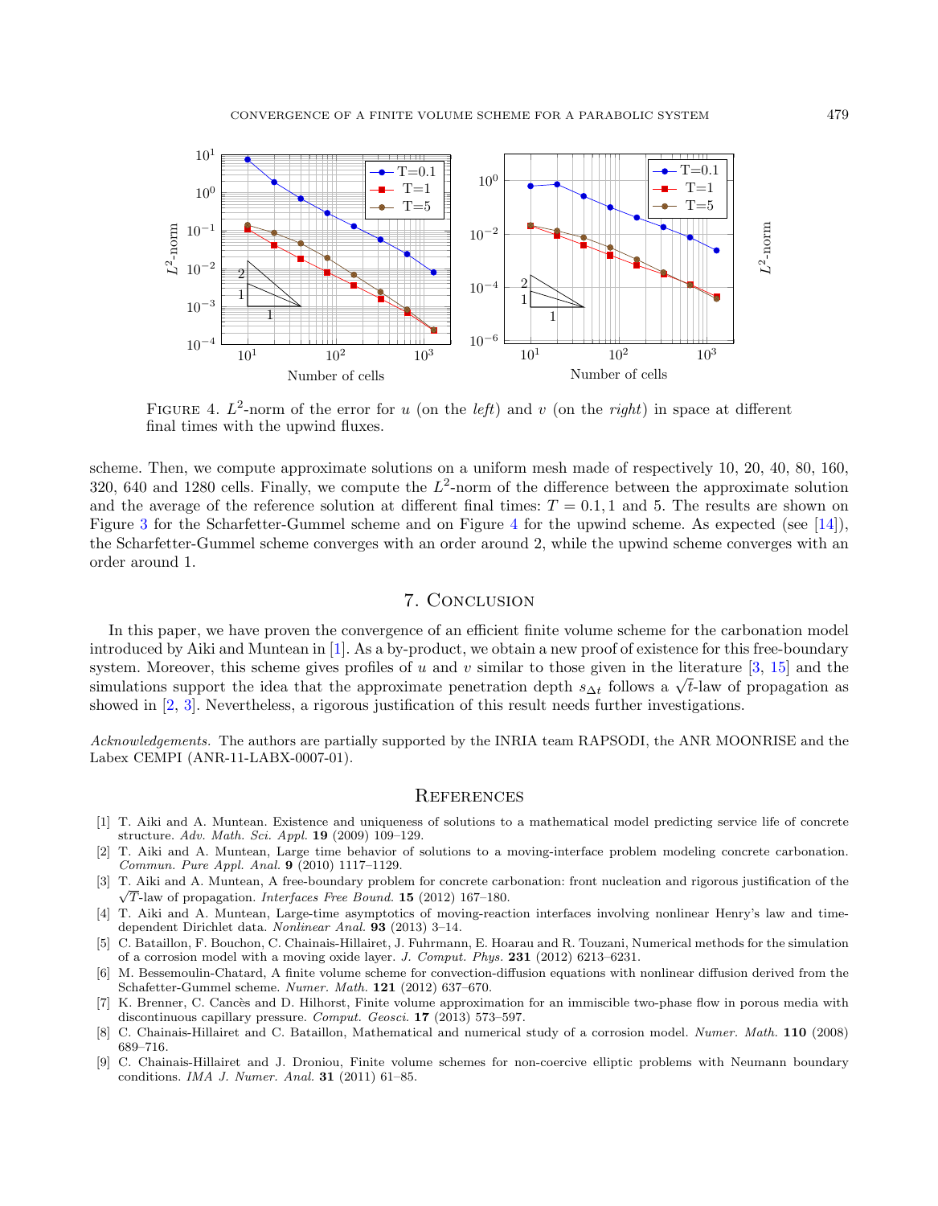FIGURE 4. $L^2$-norm of the error for $u$ (on the *left*) and $v$ (on the *right*) in space at different final times with the upwind fluxes.

scheme. Then, we compute approximate solutions on a uniform mesh made of respectively 10, 20, 40, 80, 160, 320, 640 and 1280 cells. Finally, we compute the $L^2$-norm of the difference between the approximate solution and the average of the reference solution at different final times: $T = 0.1, 1$ and 5. The results are shown on Figure 3 for the Scharfetter-Gummel scheme and on Figure 4 for the upwind scheme. As expected (see [14]), the Scharfetter-Gummel scheme converges with an order around 2, while the upwind scheme converges with an order around 1.

## 7. Conclusion

In this paper, we have proven the convergence of an efficient finite volume scheme for the carbonation model introduced by Aiki and Muntean in [1]. As a by-product, we obtain a new proof of existence for this free-boundary system. Moreover, this scheme gives profiles of $u$ and $v$ similar to those given in the literature [3, 15] and the simulations support the idea that the approximate penetration depth $s_{\Delta t}$ follows a $\sqrt{t}$-law of propagation as showed in [2, 3]. Nevertheless, a rigorous justification of this result needs further investigations.

*Acknowledgements.* The authors are partially supported by the INRIA team RAPSODI, the ANR MOONRISE and the Labex CEMPI (ANR-11-LABX-0007-01).

## References

[1] T. Aiki and A. Muntean. Existence and uniqueness of solutions to a mathematical model predicting service life of concrete structure. *Adv. Math. Sci. Appl.* **19** (2009) 109–129.

[2] T. Aiki and A. Muntean, Large time behavior of solutions to a moving-interface problem modeling concrete carbonation. *Commun. Pure Appl. Anal.* **9** (2010) 1117–1129.

[3] T. Aiki and A. Muntean, A free-boundary problem for concrete carbonation: front nucleation and rigorous justification of the $\sqrt{T}$-law of propagation. *Interfaces Free Bound.* **15** (2012) 167–180.

[4] T. Aiki and A. Muntean, Large-time asymptotics of moving-reaction interfaces involving nonlinear Henry's law and time-dependent Dirichlet data. *Nonlinear Anal.* **93** (2013) 3–14.

[5] C. Bataillon, F. Bouchon, C. Chainais-Hillairet, J. Fuhrmann, E. Hoarau and R. Touzani, Numerical methods for the simulation of a corrosion model with a moving oxide layer. *J. Comput. Phys.* **231** (2012) 6213–6231.

[6] M. Bessemoulin-Chatard, A finite volume scheme for convection-diffusion equations with nonlinear diffusion derived from the Schafetter-Gummel scheme. *Numer. Math.* **121** (2012) 637–670.

[7] K. Brenner, C. Cancès and D. Hilhorst, Finite volume approximation for an immiscible two-phase flow in porous media with discontinuous capillary pressure. *Comput. Geosci.* **17** (2013) 573–597.

[8] C. Chainais-Hillairet and C. Bataillon, Mathematical and numerical study of a corrosion model. *Numer. Math.* **110** (2008) 689–716.

[9] C. Chainais-Hillairet and J. Droniou, Finite volume schemes for non-coercive elliptic problems with Neumann boundary conditions. *IMA J. Numer. Anal.* **31** (2011) 61–85.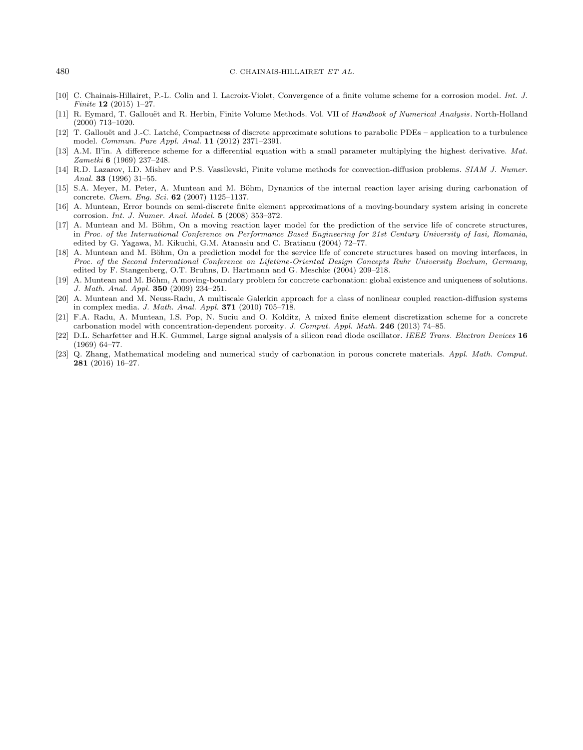[10] C. Chainais-Hillairet, P.-L. Colin and I. Lacroix-Violet, Convergence of a finite volume scheme for a corrosion model. *Int. J. Finite* **12** (2015) 1–27.

[11] R. Eymard, T. Gallouët and R. Herbin, Finite Volume Methods. Vol. VII of *Handbook of Numerical Analysis*. North-Holland (2000) 713–1020.

[12] T. Gallouët and J.-C. Latché, Compactness of discrete approximate solutions to parabolic PDEs – application to a turbulence model. *Commun. Pure Appl. Anal.* **11** (2012) 2371–2391.

[13] A.M. Il'in. A difference scheme for a differential equation with a small parameter multiplying the highest derivative. *Mat. Zametki* **6** (1969) 237–248.

[14] R.D. Lazarov, I.D. Mishev and P.S. Vassilevski, Finite volume methods for convection-diffusion problems. *SIAM J. Numer. Anal.* **33** (1996) 31–55.

[15] S.A. Meyer, M. Peter, A. Muntean and M. Böhm, Dynamics of the internal reaction layer arising during carbonation of concrete. *Chem. Eng. Sci.* **62** (2007) 1125–1137.

[16] A. Muntean, Error bounds on semi-discrete finite element approximations of a moving-boundary system arising in concrete corrosion. *Int. J. Numer. Anal. Model.* **5** (2008) 353–372.

[17] A. Muntean and M. Böhm, On a moving reaction layer model for the prediction of the service life of concrete structures, in *Proc. of the International Conference on Performance Based Engineering for 21st Century University of Iasi, Romania*, edited by G. Yagawa, M. Kikuchi, G.M. Atanasiu and C. Bratianu (2004) 72–77.

[18] A. Muntean and M. Böhm, On a prediction model for the service life of concrete structures based on moving interfaces, in *Proc. of the Second International Conference on Lifetime-Oriented Design Concepts Ruhr University Bochum, Germany*, edited by F. Stangenberg, O.T. Bruhns, D. Hartmann and G. Meschke (2004) 209–218.

[19] A. Muntean and M. Böhm, A moving-boundary problem for concrete carbonation: global existence and uniqueness of solutions. *J. Math. Anal. Appl.* **350** (2009) 234–251.

[20] A. Muntean and M. Neuss-Radu, A multiscale Galerkin approach for a class of nonlinear coupled reaction-diffusion systems in complex media. *J. Math. Anal. Appl.* **371** (2010) 705–718.

[21] F.A. Radu, A. Muntean, I.S. Pop, N. Suciu and O. Kolditz, A mixed finite element discretization scheme for a concrete carbonation model with concentration-dependent porosity. *J. Comput. Appl. Math.* **246** (2013) 74–85.

[22] D.L. Scharfetter and H.K. Gummel, Large signal analysis of a silicon read diode oscillator. *IEEE Trans. Electron Devices* **16** (1969) 64–77.

[23] Q. Zhang, Mathematical modeling and numerical study of carbonation in porous concrete materials. *Appl. Math. Comput.* **281** (2016) 16–27.